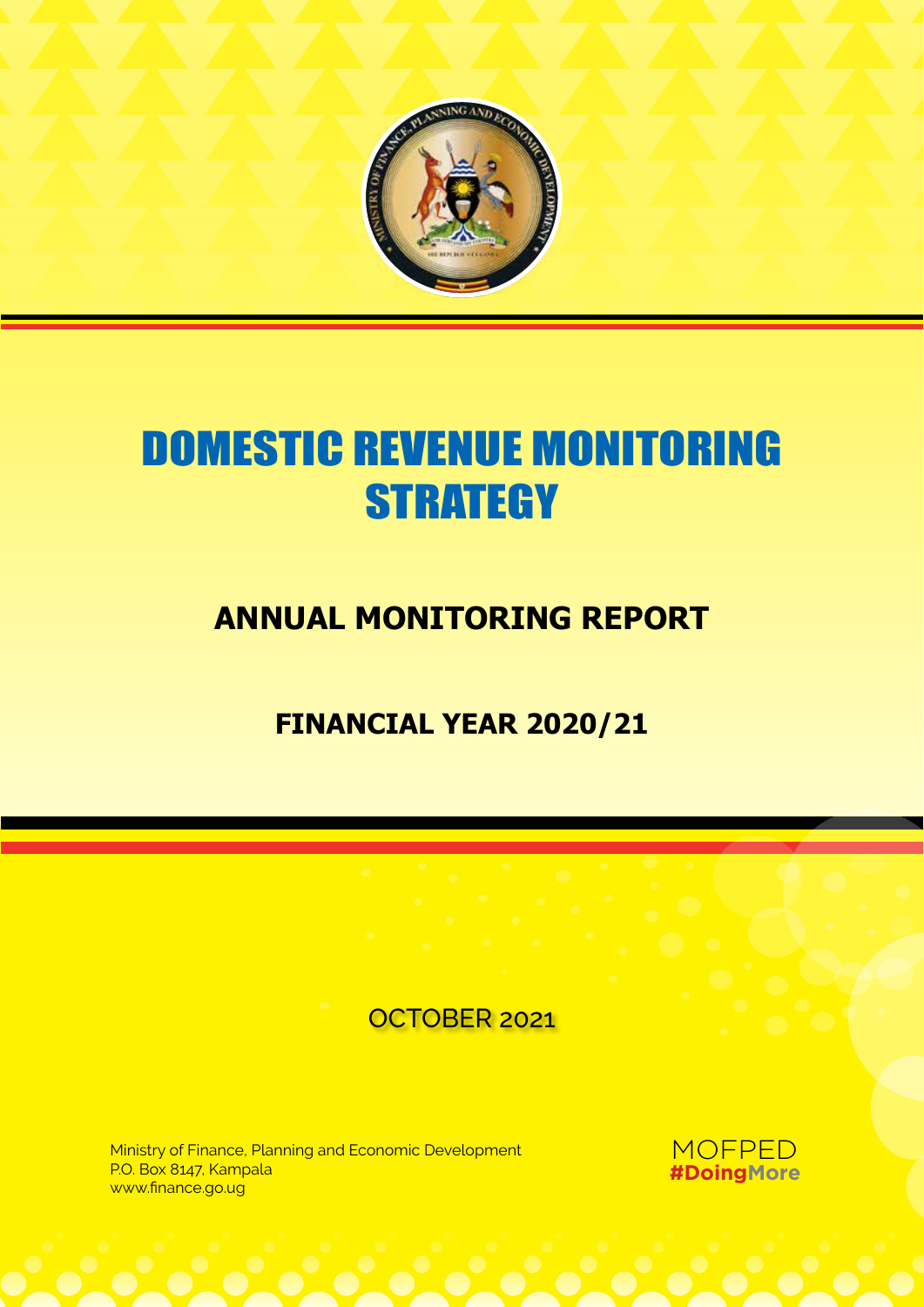# DOMESTIC REVENUE MONITORING STRATEGY

## ANNUAL MONITORING REPORT

## FINANCIAL YEAR 2020/21

OCTOBER 2021

Ministry of Finance, Planning and Economic Development
P.O. Box 8147, Kampala
www.finance.go.ug

MOFPED
**#DoingMore**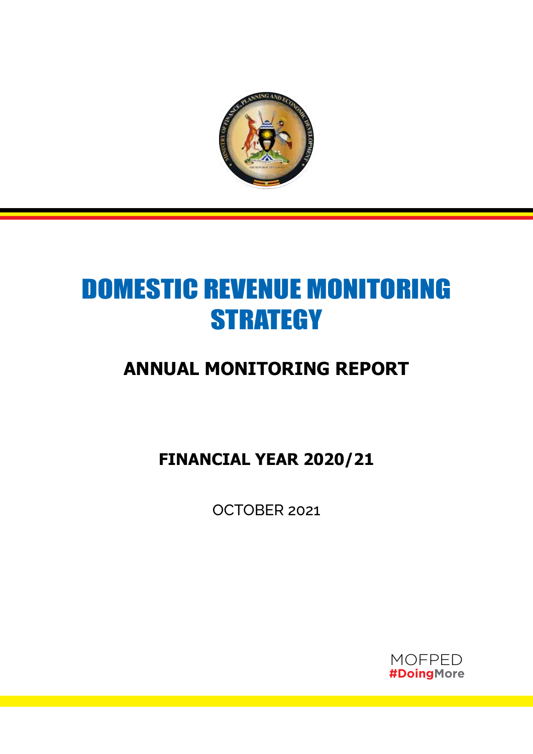# DOMESTIC REVENUE MONITORING STRATEGY

## ANNUAL MONITORING REPORT

### FINANCIAL YEAR 2020/21

OCTOBER 2021

MOFPED
#DoingMore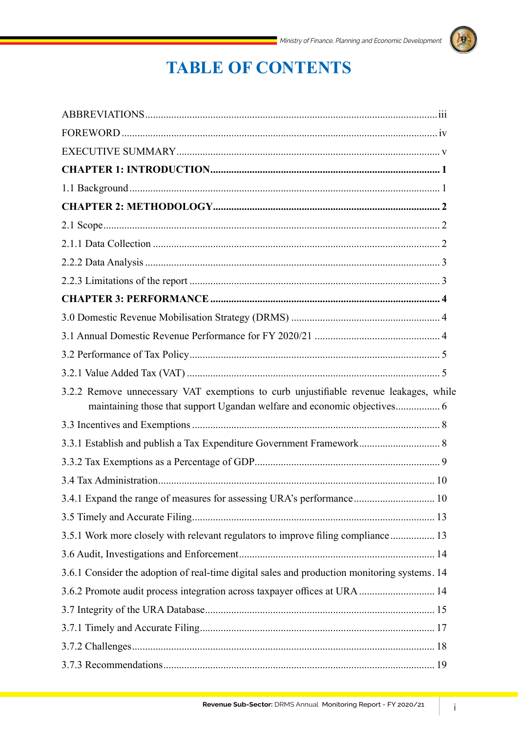# TABLE OF CONTENTS

ABBREVIATIONS .......... iii

FOREWORD .......... iv

EXECUTIVE SUMMARY .......... v

**CHAPTER 1: INTRODUCTION .......... 1**

1.1 Background .......... 1

**CHAPTER 2: METHODOLOGY .......... 2**

2.1 Scope .......... 2

2.1.1 Data Collection .......... 2

2.2.2 Data Analysis .......... 3

2.2.3 Limitations of the report .......... 3

**CHAPTER 3: PERFORMANCE .......... 4**

3.0 Domestic Revenue Mobilisation Strategy (DRMS) .......... 4

3.1 Annual Domestic Revenue Performance for FY 2020/21 .......... 4

3.2 Performance of Tax Policy .......... 5

3.2.1 Value Added Tax (VAT) .......... 5

3.2.2 Remove unnecessary VAT exemptions to curb unjustifiable revenue leakages, while maintaining those that support Ugandan welfare and economic objectives .......... 6

3.3 Incentives and Exemptions .......... 8

3.3.1 Establish and publish a Tax Expenditure Government Framework .......... 8

3.3.2 Tax Exemptions as a Percentage of GDP .......... 9

3.4 Tax Administration .......... 10

3.4.1 Expand the range of measures for assessing URA's performance .......... 10

3.5 Timely and Accurate Filing .......... 13

3.5.1 Work more closely with relevant regulators to improve filing compliance .......... 13

3.6 Audit, Investigations and Enforcement .......... 14

3.6.1 Consider the adoption of real-time digital sales and production monitoring systems .......... 14

3.6.2 Promote audit process integration across taxpayer offices at URA .......... 14

3.7 Integrity of the URA Database .......... 15

3.7.1 Timely and Accurate Filing .......... 17

3.7.2 Challenges .......... 18

3.7.3 Recommendations .......... 19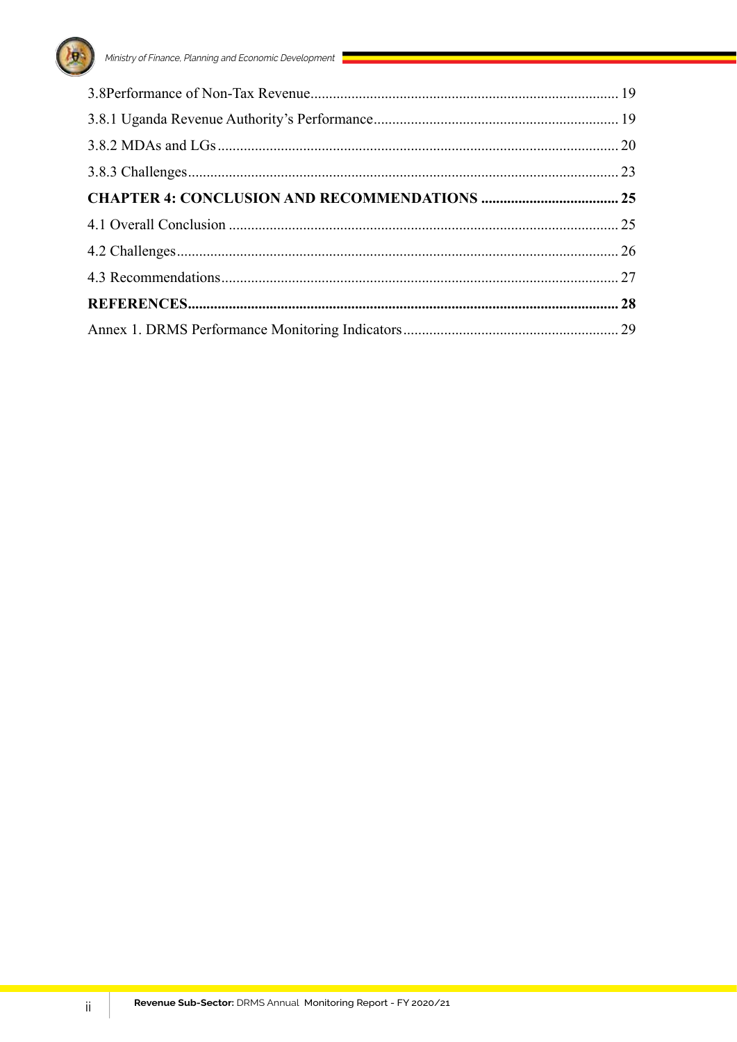3.8Performance of Non-Tax Revenue .......... 19

3.8.1 Uganda Revenue Authority's Performance .......... 19

3.8.2 MDAs and LGs .......... 20

3.8.3 Challenges .......... 23

**CHAPTER 4: CONCLUSION AND RECOMMENDATIONS .......... 25**

4.1 Overall Conclusion .......... 25

4.2 Challenges .......... 26

4.3 Recommendations .......... 27

**REFERENCES .......... 28**

Annex 1. DRMS Performance Monitoring Indicators .......... 29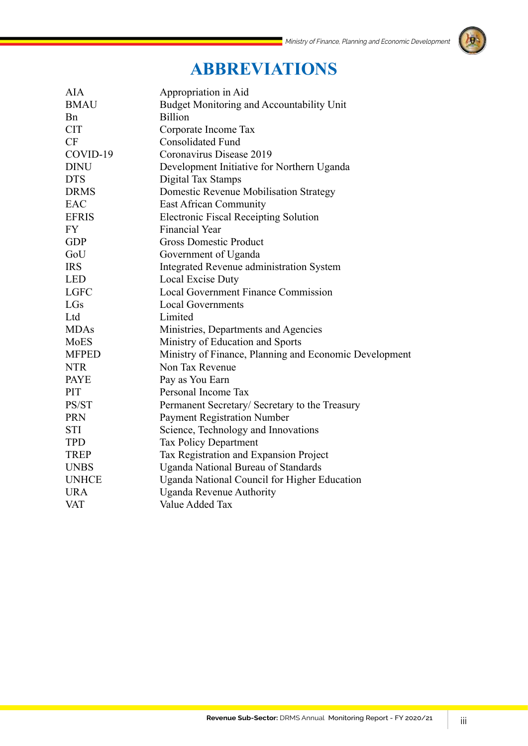# ABBREVIATIONS

| | |
|---|---|
| AIA | Appropriation in Aid |
| BMAU | Budget Monitoring and Accountability Unit |
| Bn | Billion |
| CIT | Corporate Income Tax |
| CF | Consolidated Fund |
| COVID-19 | Coronavirus Disease 2019 |
| DINU | Development Initiative for Northern Uganda |
| DTS | Digital Tax Stamps |
| DRMS | Domestic Revenue Mobilisation Strategy |
| EAC | East African Community |
| EFRIS | Electronic Fiscal Receipting Solution |
| FY | Financial Year |
| GDP | Gross Domestic Product |
| GoU | Government of Uganda |
| IRS | Integrated Revenue administration System |
| LED | Local Excise Duty |
| LGFC | Local Government Finance Commission |
| LGs | Local Governments |
| Ltd | Limited |
| MDAs | Ministries, Departments and Agencies |
| MoES | Ministry of Education and Sports |
| MFPED | Ministry of Finance, Planning and Economic Development |
| NTR | Non Tax Revenue |
| PAYE | Pay as You Earn |
| PIT | Personal Income Tax |
| PS/ST | Permanent Secretary/ Secretary to the Treasury |
| PRN | Payment Registration Number |
| STI | Science, Technology and Innovations |
| TPD | Tax Policy Department |
| TREP | Tax Registration and Expansion Project |
| UNBS | Uganda National Bureau of Standards |
| UNHCE | Uganda National Council for Higher Education |
| URA | Uganda Revenue Authority |
| VAT | Value Added Tax |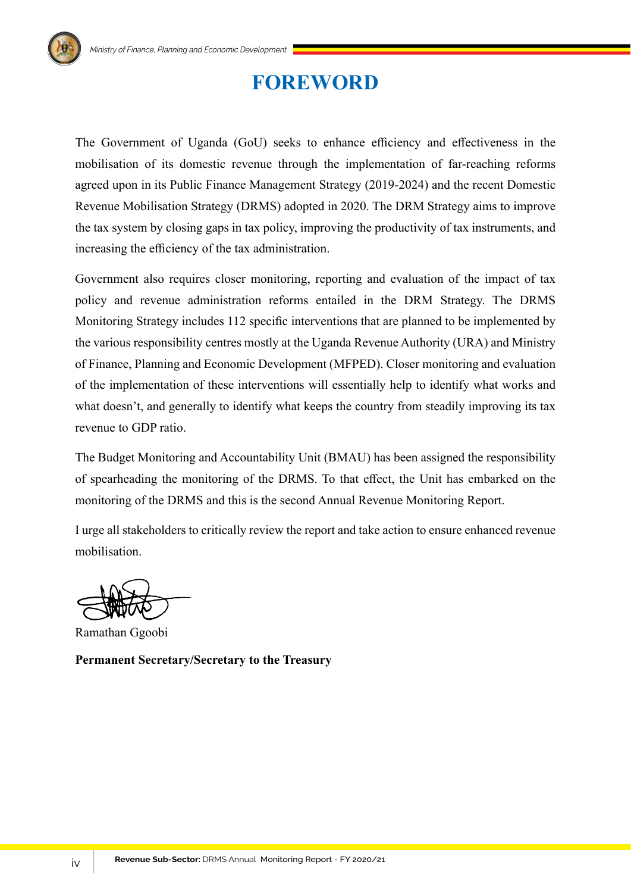# FOREWORD

The Government of Uganda (GoU) seeks to enhance efficiency and effectiveness in the mobilisation of its domestic revenue through the implementation of far-reaching reforms agreed upon in its Public Finance Management Strategy (2019-2024) and the recent Domestic Revenue Mobilisation Strategy (DRMS) adopted in 2020. The DRM Strategy aims to improve the tax system by closing gaps in tax policy, improving the productivity of tax instruments, and increasing the efficiency of the tax administration.

Government also requires closer monitoring, reporting and evaluation of the impact of tax policy and revenue administration reforms entailed in the DRM Strategy. The DRMS Monitoring Strategy includes 112 specific interventions that are planned to be implemented by the various responsibility centres mostly at the Uganda Revenue Authority (URA) and Ministry of Finance, Planning and Economic Development (MFPED). Closer monitoring and evaluation of the implementation of these interventions will essentially help to identify what works and what doesn't, and generally to identify what keeps the country from steadily improving its tax revenue to GDP ratio.

The Budget Monitoring and Accountability Unit (BMAU) has been assigned the responsibility of spearheading the monitoring of the DRMS. To that effect, the Unit has embarked on the monitoring of the DRMS and this is the second Annual Revenue Monitoring Report.

I urge all stakeholders to critically review the report and take action to ensure enhanced revenue mobilisation.

Ramathan Ggoobi

**Permanent Secretary/Secretary to the Treasury**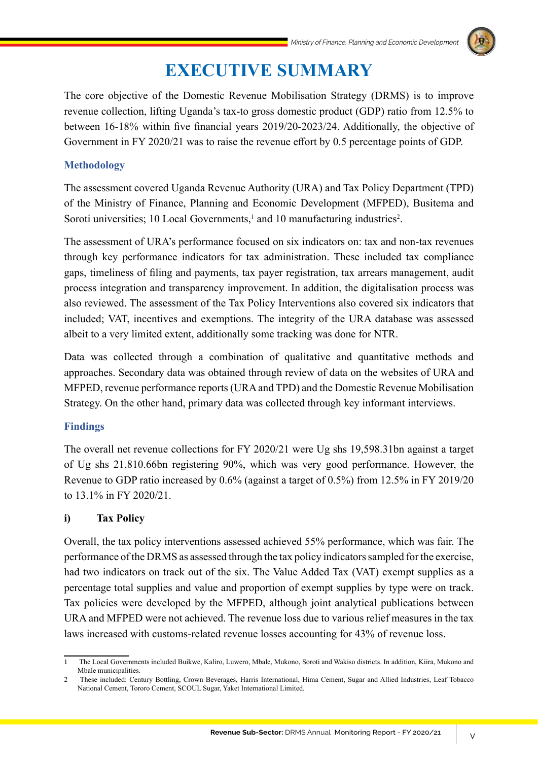# EXECUTIVE SUMMARY

The core objective of the Domestic Revenue Mobilisation Strategy (DRMS) is to improve revenue collection, lifting Uganda's tax-to gross domestic product (GDP) ratio from 12.5% to between 16-18% within five financial years 2019/20-2023/24. Additionally, the objective of Government in FY 2020/21 was to raise the revenue effort by 0.5 percentage points of GDP.

## Methodology

The assessment covered Uganda Revenue Authority (URA) and Tax Policy Department (TPD) of the Ministry of Finance, Planning and Economic Development (MFPED), Busitema and Soroti universities; 10 Local Governments,[1] and 10 manufacturing industries[2].

The assessment of URA's performance focused on six indicators on: tax and non-tax revenues through key performance indicators for tax administration. These included tax compliance gaps, timeliness of filing and payments, tax payer registration, tax arrears management, audit process integration and transparency improvement. In addition, the digitalisation process was also reviewed. The assessment of the Tax Policy Interventions also covered six indicators that included; VAT, incentives and exemptions. The integrity of the URA database was assessed albeit to a very limited extent, additionally some tracking was done for NTR.

Data was collected through a combination of qualitative and quantitative methods and approaches. Secondary data was obtained through review of data on the websites of URA and MFPED, revenue performance reports (URA and TPD) and the Domestic Revenue Mobilisation Strategy. On the other hand, primary data was collected through key informant interviews.

## Findings

The overall net revenue collections for FY 2020/21 were Ug shs 19,598.31bn against a target of Ug shs 21,810.66bn registering 90%, which was very good performance. However, the Revenue to GDP ratio increased by 0.6% (against a target of 0.5%) from 12.5% in FY 2019/20 to 13.1% in FY 2020/21.

### i) Tax Policy

Overall, the tax policy interventions assessed achieved 55% performance, which was fair. The performance of the DRMS as assessed through the tax policy indicators sampled for the exercise, had two indicators on track out of the six. The Value Added Tax (VAT) exempt supplies as a percentage total supplies and value and proportion of exempt supplies by type were on track. Tax policies were developed by the MFPED, although joint analytical publications between URA and MFPED were not achieved. The revenue loss due to various relief measures in the tax laws increased with customs-related revenue losses accounting for 43% of revenue loss.

---

1 The Local Governments included Buikwe, Kaliro, Luwero, Mbale, Mukono, Soroti and Wakiso districts. In addition, Kiira, Mukono and Mbale municipalities.

2 These included: Century Bottling, Crown Beverages, Harris International, Hima Cement, Sugar and Allied Industries, Leaf Tobacco National Cement, Tororo Cement, SCOUL Sugar, Yaket International Limited.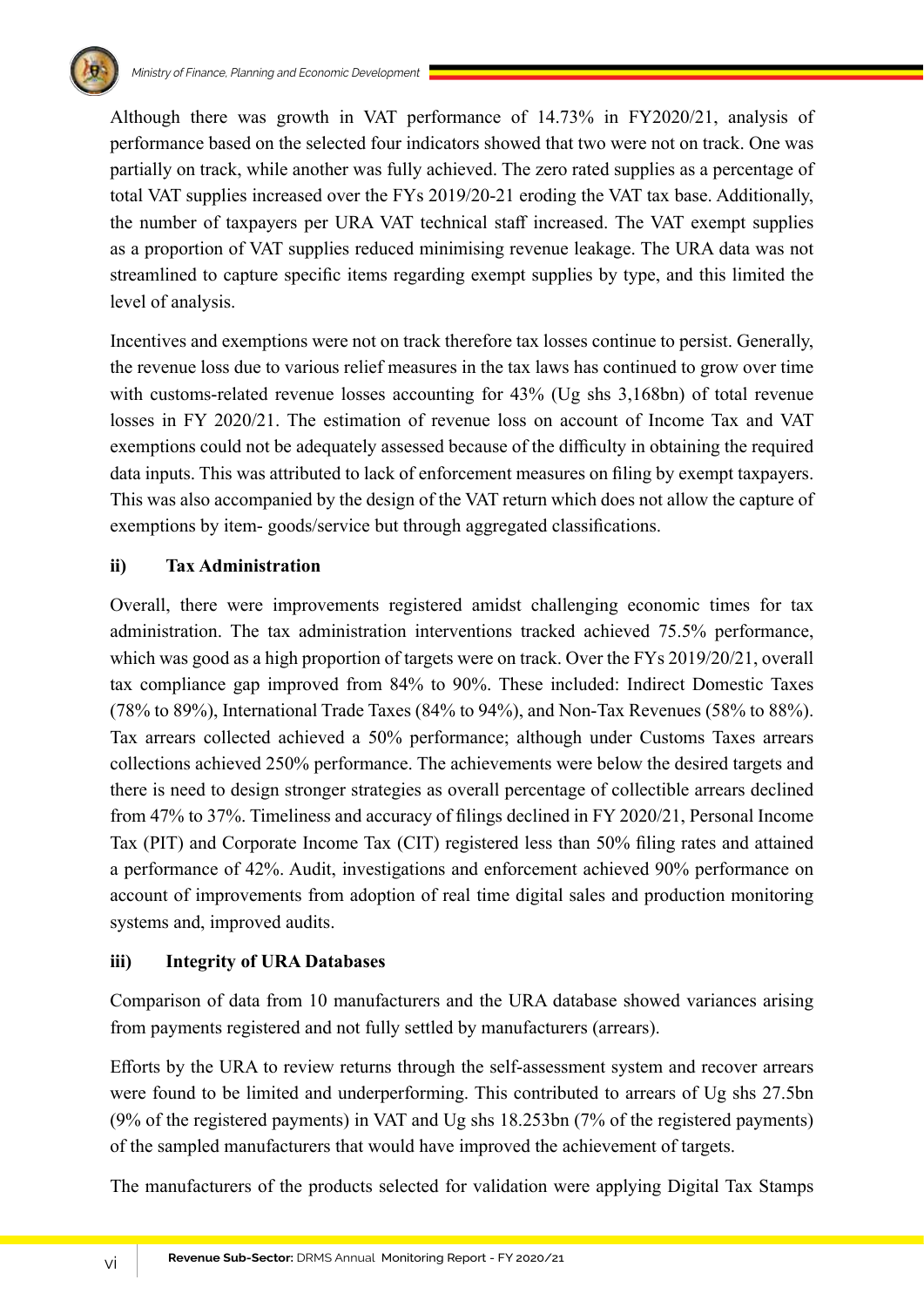Although there was growth in VAT performance of 14.73% in FY2020/21, analysis of performance based on the selected four indicators showed that two were not on track. One was partially on track, while another was fully achieved. The zero rated supplies as a percentage of total VAT supplies increased over the FYs 2019/20-21 eroding the VAT tax base. Additionally, the number of taxpayers per URA VAT technical staff increased. The VAT exempt supplies as a proportion of VAT supplies reduced minimising revenue leakage. The URA data was not streamlined to capture specific items regarding exempt supplies by type, and this limited the level of analysis.

Incentives and exemptions were not on track therefore tax losses continue to persist. Generally, the revenue loss due to various relief measures in the tax laws has continued to grow over time with customs-related revenue losses accounting for 43% (Ug shs 3,168bn) of total revenue losses in FY 2020/21. The estimation of revenue loss on account of Income Tax and VAT exemptions could not be adequately assessed because of the difficulty in obtaining the required data inputs. This was attributed to lack of enforcement measures on filing by exempt taxpayers. This was also accompanied by the design of the VAT return which does not allow the capture of exemptions by item- goods/service but through aggregated classifications.

**ii) Tax Administration**

Overall, there were improvements registered amidst challenging economic times for tax administration. The tax administration interventions tracked achieved 75.5% performance, which was good as a high proportion of targets were on track. Over the FYs 2019/20/21, overall tax compliance gap improved from 84% to 90%. These included: Indirect Domestic Taxes (78% to 89%), International Trade Taxes (84% to 94%), and Non-Tax Revenues (58% to 88%). Tax arrears collected achieved a 50% performance; although under Customs Taxes arrears collections achieved 250% performance. The achievements were below the desired targets and there is need to design stronger strategies as overall percentage of collectible arrears declined from 47% to 37%. Timeliness and accuracy of filings declined in FY 2020/21, Personal Income Tax (PIT) and Corporate Income Tax (CIT) registered less than 50% filing rates and attained a performance of 42%. Audit, investigations and enforcement achieved 90% performance on account of improvements from adoption of real time digital sales and production monitoring systems and, improved audits.

**iii) Integrity of URA Databases**

Comparison of data from 10 manufacturers and the URA database showed variances arising from payments registered and not fully settled by manufacturers (arrears).

Efforts by the URA to review returns through the self-assessment system and recover arrears were found to be limited and underperforming. This contributed to arrears of Ug shs 27.5bn (9% of the registered payments) in VAT and Ug shs 18.253bn (7% of the registered payments) of the sampled manufacturers that would have improved the achievement of targets.

The manufacturers of the products selected for validation were applying Digital Tax Stamps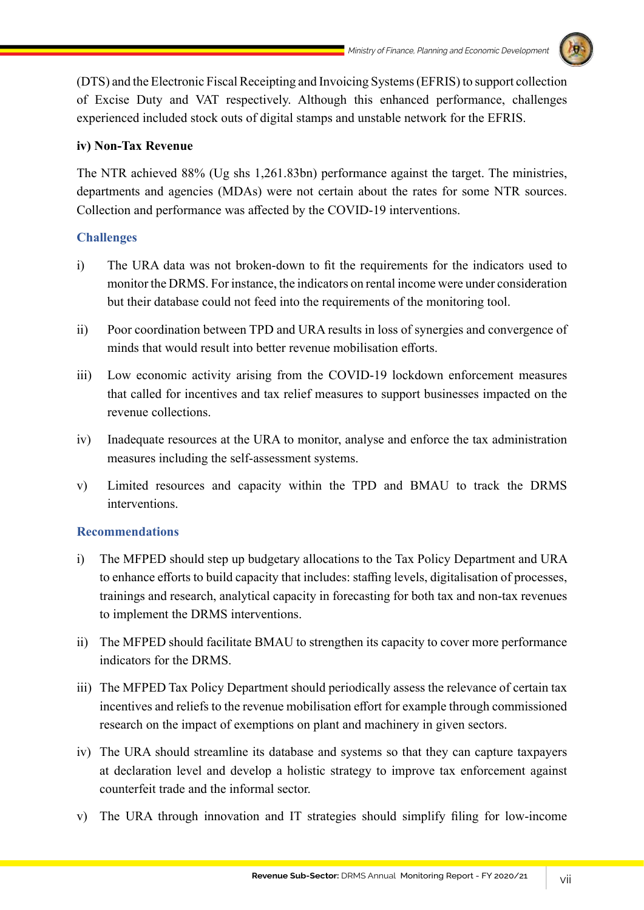(DTS) and the Electronic Fiscal Receipting and Invoicing Systems (EFRIS) to support collection of Excise Duty and VAT respectively. Although this enhanced performance, challenges experienced included stock outs of digital stamps and unstable network for the EFRIS.

**iv) Non-Tax Revenue**

The NTR achieved 88% (Ug shs 1,261.83bn) performance against the target. The ministries, departments and agencies (MDAs) were not certain about the rates for some NTR sources. Collection and performance was affected by the COVID-19 interventions.

### Challenges

i) The URA data was not broken-down to fit the requirements for the indicators used to monitor the DRMS. For instance, the indicators on rental income were under consideration but their database could not feed into the requirements of the monitoring tool.

ii) Poor coordination between TPD and URA results in loss of synergies and convergence of minds that would result into better revenue mobilisation efforts.

iii) Low economic activity arising from the COVID-19 lockdown enforcement measures that called for incentives and tax relief measures to support businesses impacted on the revenue collections.

iv) Inadequate resources at the URA to monitor, analyse and enforce the tax administration measures including the self-assessment systems.

v) Limited resources and capacity within the TPD and BMAU to track the DRMS interventions.

### Recommendations

i) The MFPED should step up budgetary allocations to the Tax Policy Department and URA to enhance efforts to build capacity that includes: staffing levels, digitalisation of processes, trainings and research, analytical capacity in forecasting for both tax and non-tax revenues to implement the DRMS interventions.

ii) The MFPED should facilitate BMAU to strengthen its capacity to cover more performance indicators for the DRMS.

iii) The MFPED Tax Policy Department should periodically assess the relevance of certain tax incentives and reliefs to the revenue mobilisation effort for example through commissioned research on the impact of exemptions on plant and machinery in given sectors.

iv) The URA should streamline its database and systems so that they can capture taxpayers at declaration level and develop a holistic strategy to improve tax enforcement against counterfeit trade and the informal sector.

v) The URA through innovation and IT strategies should simplify filing for low-income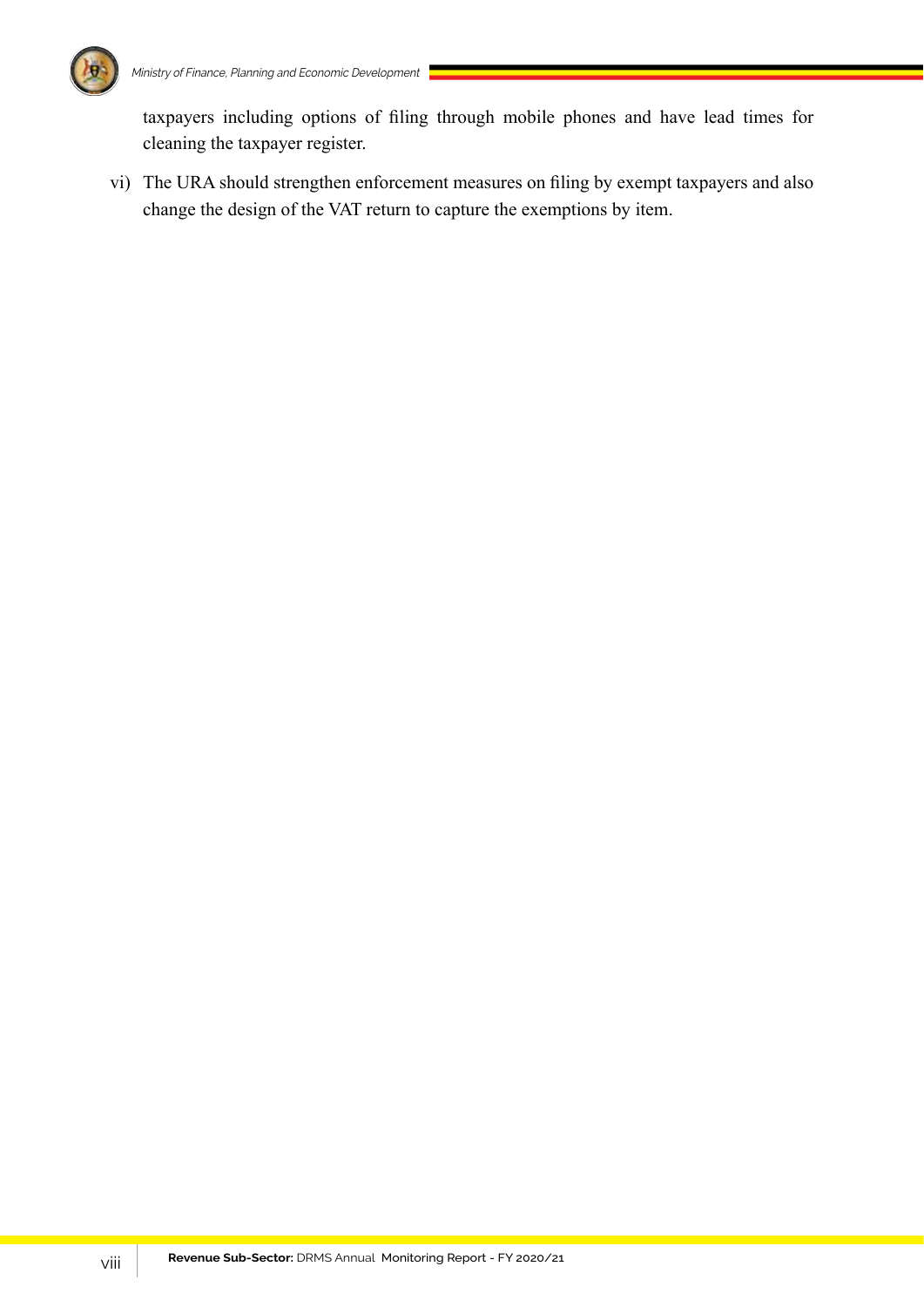taxpayers including options of filing through mobile phones and have lead times for cleaning the taxpayer register.

vi) The URA should strengthen enforcement measures on filing by exempt taxpayers and also change the design of the VAT return to capture the exemptions by item.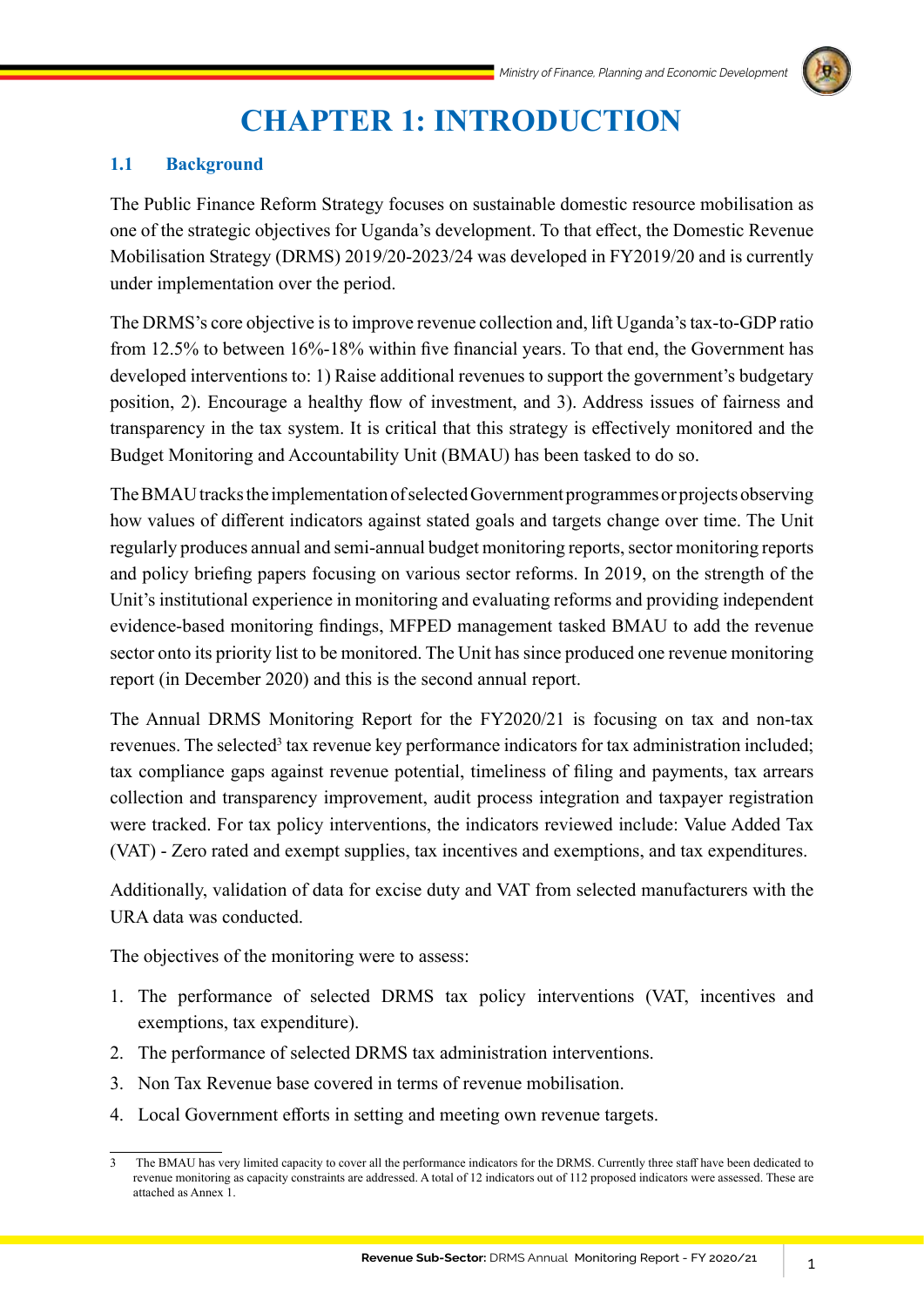# CHAPTER 1: INTRODUCTION

## 1.1 Background

The Public Finance Reform Strategy focuses on sustainable domestic resource mobilisation as one of the strategic objectives for Uganda's development. To that effect, the Domestic Revenue Mobilisation Strategy (DRMS) 2019/20-2023/24 was developed in FY2019/20 and is currently under implementation over the period.

The DRMS's core objective is to improve revenue collection and, lift Uganda's tax-to-GDP ratio from 12.5% to between 16%-18% within five financial years. To that end, the Government has developed interventions to: 1) Raise additional revenues to support the government's budgetary position, 2). Encourage a healthy flow of investment, and 3). Address issues of fairness and transparency in the tax system. It is critical that this strategy is effectively monitored and the Budget Monitoring and Accountability Unit (BMAU) has been tasked to do so.

The BMAU tracks the implementation of selected Government programmes or projects observing how values of different indicators against stated goals and targets change over time. The Unit regularly produces annual and semi-annual budget monitoring reports, sector monitoring reports and policy briefing papers focusing on various sector reforms. In 2019, on the strength of the Unit's institutional experience in monitoring and evaluating reforms and providing independent evidence-based monitoring findings, MFPED management tasked BMAU to add the revenue sector onto its priority list to be monitored. The Unit has since produced one revenue monitoring report (in December 2020) and this is the second annual report.

The Annual DRMS Monitoring Report for the FY2020/21 is focusing on tax and non-tax revenues. The selected[3] tax revenue key performance indicators for tax administration included; tax compliance gaps against revenue potential, timeliness of filing and payments, tax arrears collection and transparency improvement, audit process integration and taxpayer registration were tracked. For tax policy interventions, the indicators reviewed include: Value Added Tax (VAT) - Zero rated and exempt supplies, tax incentives and exemptions, and tax expenditures.

Additionally, validation of data for excise duty and VAT from selected manufacturers with the URA data was conducted.

The objectives of the monitoring were to assess:

1. The performance of selected DRMS tax policy interventions (VAT, incentives and exemptions, tax expenditure).
2. The performance of selected DRMS tax administration interventions.
3. Non Tax Revenue base covered in terms of revenue mobilisation.
4. Local Government efforts in setting and meeting own revenue targets.

---

[3] The BMAU has very limited capacity to cover all the performance indicators for the DRMS. Currently three staff have been dedicated to revenue monitoring as capacity constraints are addressed. A total of 12 indicators out of 112 proposed indicators were assessed. These are attached as Annex 1.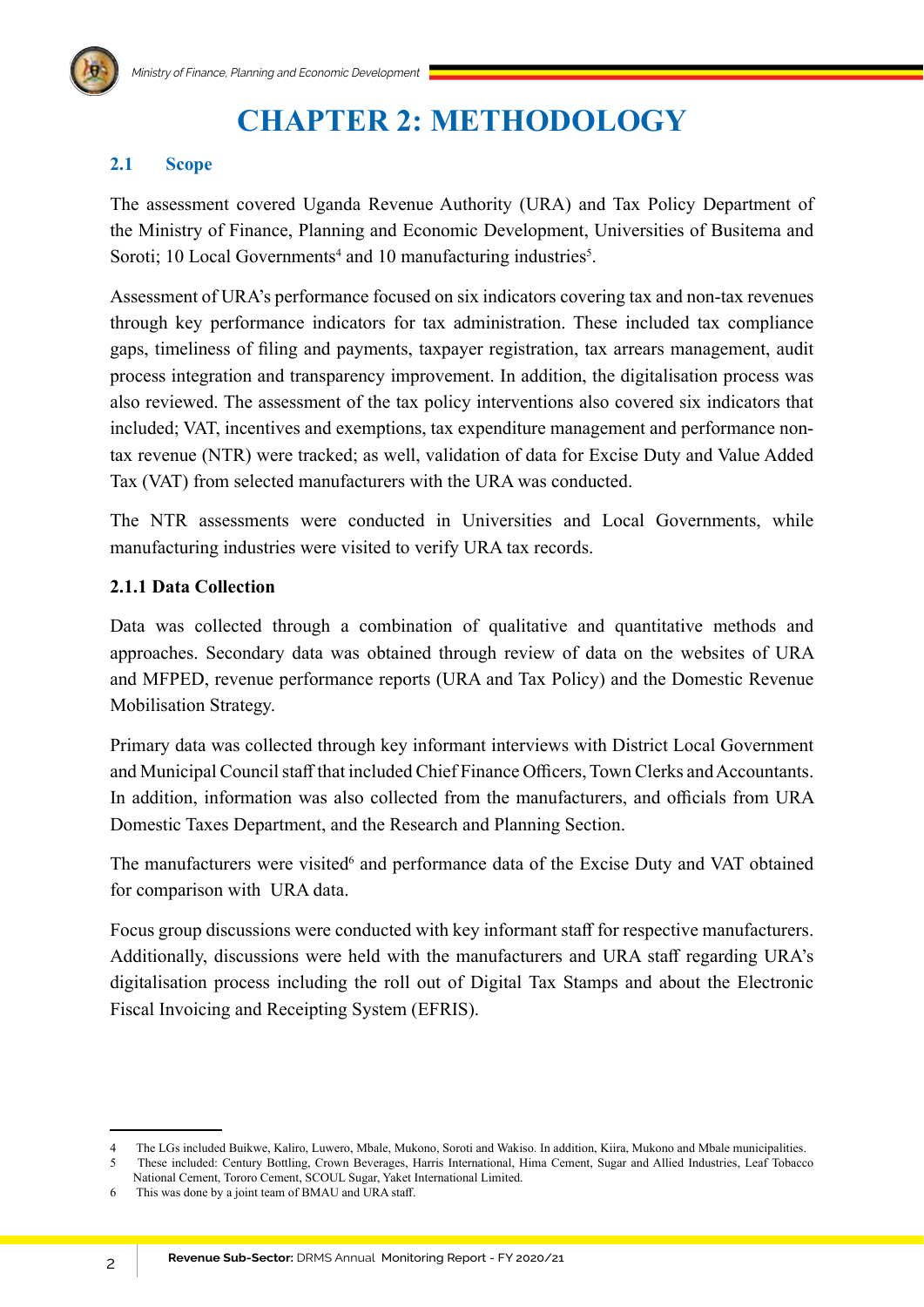# CHAPTER 2: METHODOLOGY

## 2.1 Scope

The assessment covered Uganda Revenue Authority (URA) and Tax Policy Department of the Ministry of Finance, Planning and Economic Development, Universities of Busitema and Soroti; 10 Local Governments[4] and 10 manufacturing industries[5].

Assessment of URA's performance focused on six indicators covering tax and non-tax revenues through key performance indicators for tax administration. These included tax compliance gaps, timeliness of filing and payments, taxpayer registration, tax arrears management, audit process integration and transparency improvement. In addition, the digitalisation process was also reviewed. The assessment of the tax policy interventions also covered six indicators that included; VAT, incentives and exemptions, tax expenditure management and performance non-tax revenue (NTR) were tracked; as well, validation of data for Excise Duty and Value Added Tax (VAT) from selected manufacturers with the URA was conducted.

The NTR assessments were conducted in Universities and Local Governments, while manufacturing industries were visited to verify URA tax records.

### 2.1.1 Data Collection

Data was collected through a combination of qualitative and quantitative methods and approaches. Secondary data was obtained through review of data on the websites of URA and MFPED, revenue performance reports (URA and Tax Policy) and the Domestic Revenue Mobilisation Strategy.

Primary data was collected through key informant interviews with District Local Government and Municipal Council staff that included Chief Finance Officers, Town Clerks and Accountants. In addition, information was also collected from the manufacturers, and officials from URA Domestic Taxes Department, and the Research and Planning Section.

The manufacturers were visited[6] and performance data of the Excise Duty and VAT obtained for comparison with URA data.

Focus group discussions were conducted with key informant staff for respective manufacturers. Additionally, discussions were held with the manufacturers and URA staff regarding URA's digitalisation process including the roll out of Digital Tax Stamps and about the Electronic Fiscal Invoicing and Receipting System (EFRIS).

---

4 The LGs included Buikwe, Kaliro, Luwero, Mbale, Mukono, Soroti and Wakiso. In addition, Kiira, Mukono and Mbale municipalities.

5 These included: Century Bottling, Crown Beverages, Harris International, Hima Cement, Sugar and Allied Industries, Leaf Tobacco National Cement, Tororo Cement, SCOUL Sugar, Yaket International Limited.

6 This was done by a joint team of BMAU and URA staff.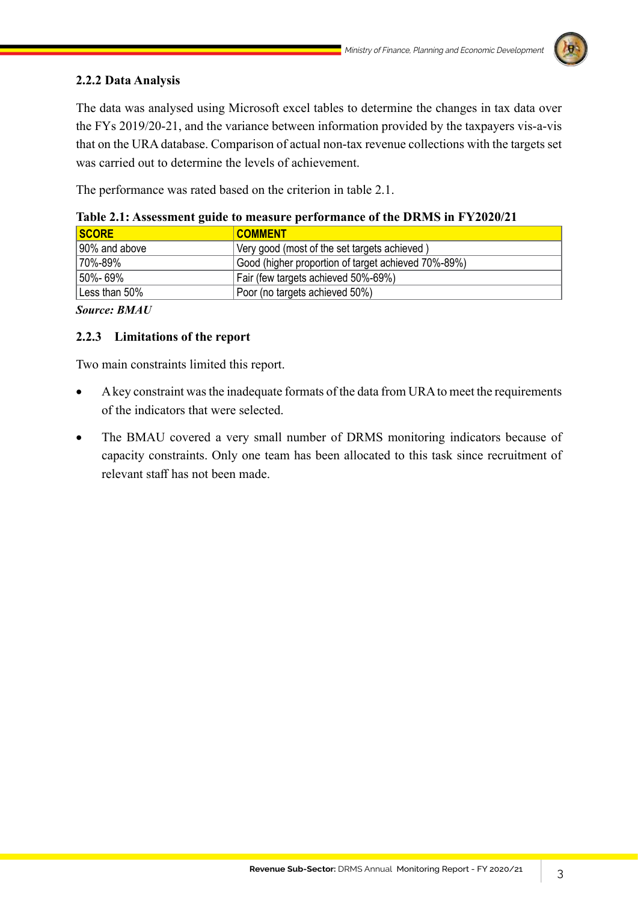### 2.2.2 Data Analysis

The data was analysed using Microsoft excel tables to determine the changes in tax data over the FYs 2019/20-21, and the variance between information provided by the taxpayers vis-a-vis that on the URA database. Comparison of actual non-tax revenue collections with the targets set was carried out to determine the levels of achievement.

The performance was rated based on the criterion in table 2.1.

**Table 2.1: Assessment guide to measure performance of the DRMS in FY2020/21**

| SCORE | COMMENT |
|---|---|
| 90% and above | Very good (most of the set targets achieved ) |
| 70%-89% | Good (higher proportion of target achieved 70%-89%) |
| 50%- 69% | Fair (few targets achieved 50%-69%) |
| Less than 50% | Poor (no targets achieved 50%) |

***Source: BMAU***

### 2.2.3 Limitations of the report

Two main constraints limited this report.

- A key constraint was the inadequate formats of the data from URA to meet the requirements of the indicators that were selected.
- The BMAU covered a very small number of DRMS monitoring indicators because of capacity constraints. Only one team has been allocated to this task since recruitment of relevant staff has not been made.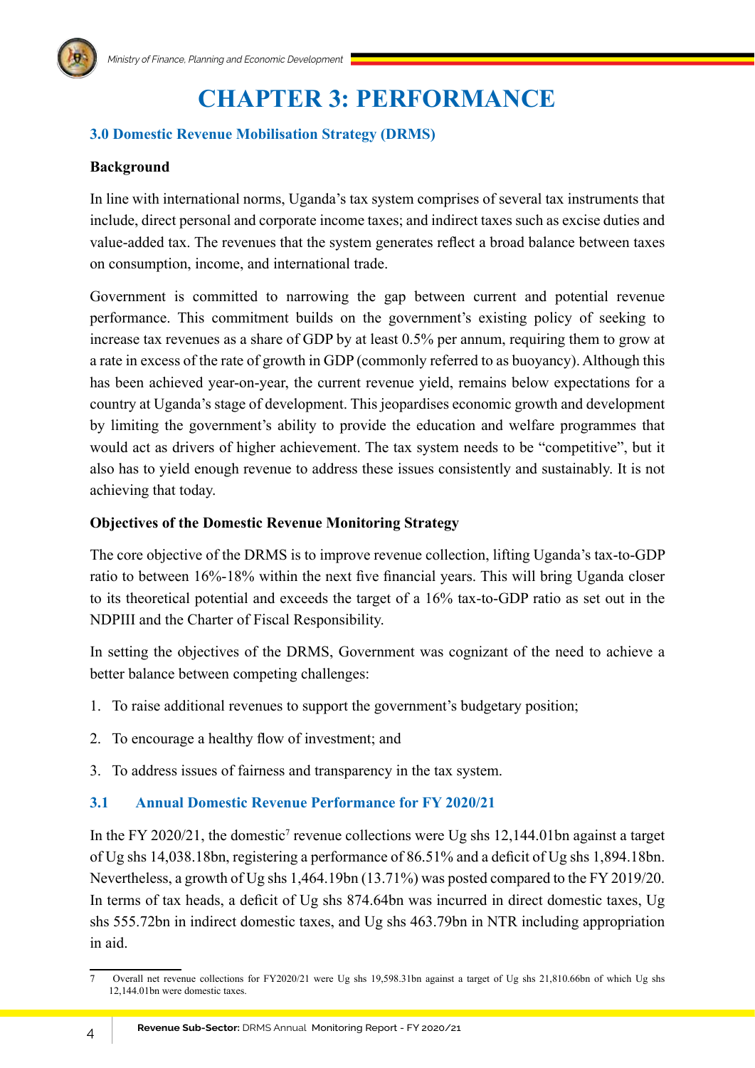# CHAPTER 3: PERFORMANCE

## 3.0 Domestic Revenue Mobilisation Strategy (DRMS)

**Background**

In line with international norms, Uganda's tax system comprises of several tax instruments that include, direct personal and corporate income taxes; and indirect taxes such as excise duties and value-added tax. The revenues that the system generates reflect a broad balance between taxes on consumption, income, and international trade.

Government is committed to narrowing the gap between current and potential revenue performance. This commitment builds on the government's existing policy of seeking to increase tax revenues as a share of GDP by at least 0.5% per annum, requiring them to grow at a rate in excess of the rate of growth in GDP (commonly referred to as buoyancy). Although this has been achieved year-on-year, the current revenue yield, remains below expectations for a country at Uganda's stage of development. This jeopardises economic growth and development by limiting the government's ability to provide the education and welfare programmes that would act as drivers of higher achievement. The tax system needs to be "competitive", but it also has to yield enough revenue to address these issues consistently and sustainably. It is not achieving that today.

**Objectives of the Domestic Revenue Monitoring Strategy**

The core objective of the DRMS is to improve revenue collection, lifting Uganda's tax-to-GDP ratio to between 16%-18% within the next five financial years. This will bring Uganda closer to its theoretical potential and exceeds the target of a 16% tax-to-GDP ratio as set out in the NDPIII and the Charter of Fiscal Responsibility.

In setting the objectives of the DRMS, Government was cognizant of the need to achieve a better balance between competing challenges:

1. To raise additional revenues to support the government's budgetary position;
2. To encourage a healthy flow of investment; and
3. To address issues of fairness and transparency in the tax system.

## 3.1 Annual Domestic Revenue Performance for FY 2020/21

In the FY 2020/21, the domestic[7] revenue collections were Ug shs 12,144.01bn against a target of Ug shs 14,038.18bn, registering a performance of 86.51% and a deficit of Ug shs 1,894.18bn. Nevertheless, a growth of Ug shs 1,464.19bn (13.71%) was posted compared to the FY 2019/20. In terms of tax heads, a deficit of Ug shs 874.64bn was incurred in direct domestic taxes, Ug shs 555.72bn in indirect domestic taxes, and Ug shs 463.79bn in NTR including appropriation in aid.

---

7 Overall net revenue collections for FY2020/21 were Ug shs 19,598.31bn against a target of Ug shs 21,810.66bn of which Ug shs 12,144.01bn were domestic taxes.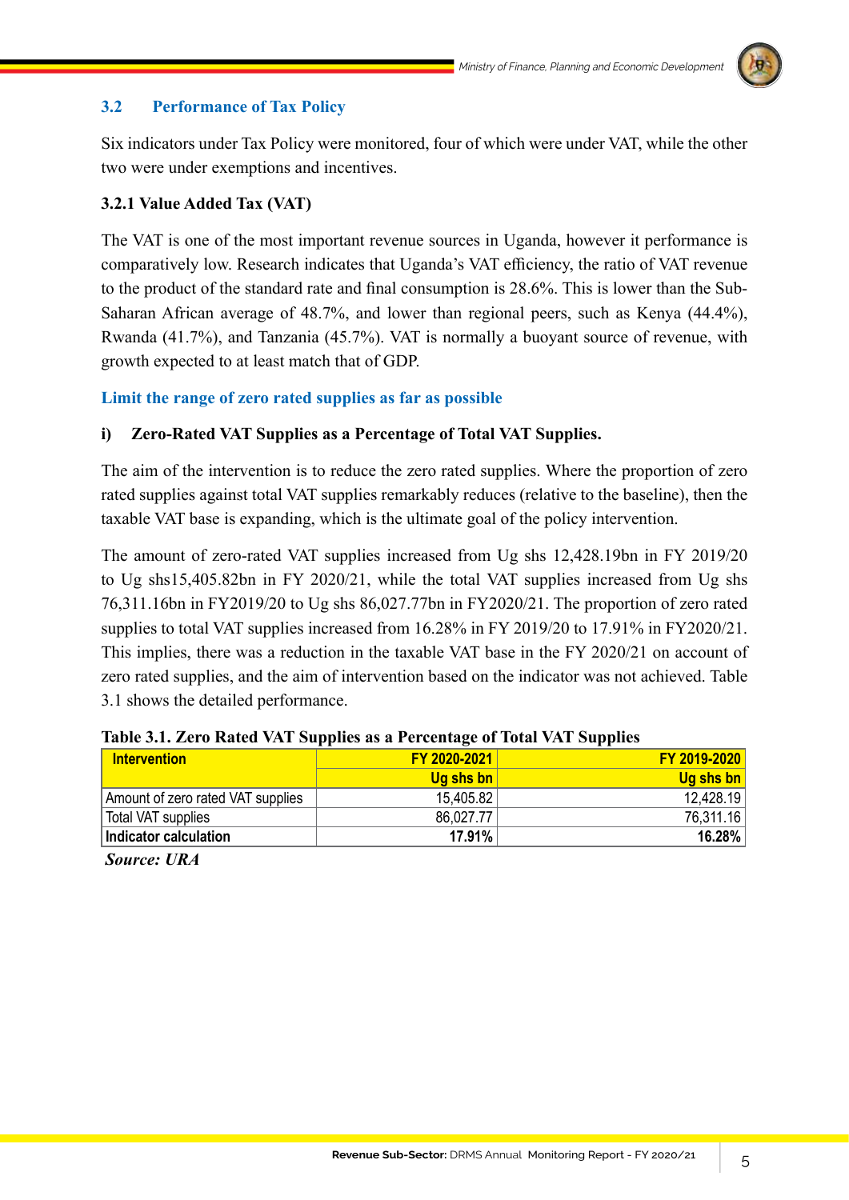## 3.2 Performance of Tax Policy

Six indicators under Tax Policy were monitored, four of which were under VAT, while the other two were under exemptions and incentives.

### 3.2.1 Value Added Tax (VAT)

The VAT is one of the most important revenue sources in Uganda, however it performance is comparatively low. Research indicates that Uganda's VAT efficiency, the ratio of VAT revenue to the product of the standard rate and final consumption is 28.6%. This is lower than the Sub-Saharan African average of 48.7%, and lower than regional peers, such as Kenya (44.4%), Rwanda (41.7%), and Tanzania (45.7%). VAT is normally a buoyant source of revenue, with growth expected to at least match that of GDP.

#### Limit the range of zero rated supplies as far as possible

**i) Zero-Rated VAT Supplies as a Percentage of Total VAT Supplies.**

The aim of the intervention is to reduce the zero rated supplies. Where the proportion of zero rated supplies against total VAT supplies remarkably reduces (relative to the baseline), then the taxable VAT base is expanding, which is the ultimate goal of the policy intervention.

The amount of zero-rated VAT supplies increased from Ug shs 12,428.19bn in FY 2019/20 to Ug shs15,405.82bn in FY 2020/21, while the total VAT supplies increased from Ug shs 76,311.16bn in FY2019/20 to Ug shs 86,027.77bn in FY2020/21. The proportion of zero rated supplies to total VAT supplies increased from 16.28% in FY 2019/20 to 17.91% in FY2020/21. This implies, there was a reduction in the taxable VAT base in the FY 2020/21 on account of zero rated supplies, and the aim of intervention based on the indicator was not achieved. Table 3.1 shows the detailed performance.

**Table 3.1. Zero Rated VAT Supplies as a Percentage of Total VAT Supplies**

| Intervention | FY 2020-2021 | FY 2019-2020 |
|---|---|---|
| | Ug shs bn | Ug shs bn |
| Amount of zero rated VAT supplies | 15,405.82 | 12,428.19 |
| Total VAT supplies | 86,027.77 | 76,311.16 |
| **Indicator calculation** | **17.91%** | **16.28%** |

***Source: URA***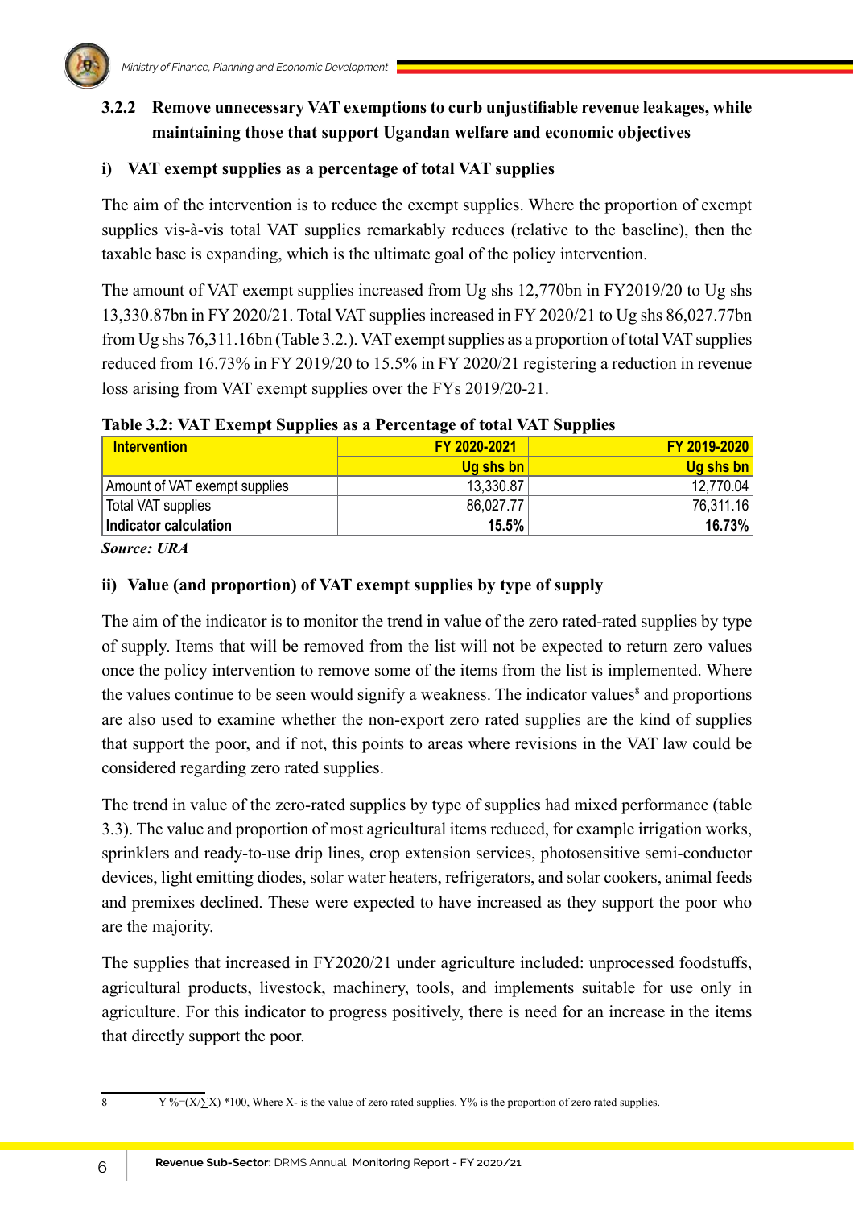### 3.2.2 Remove unnecessary VAT exemptions to curb unjustifiable revenue leakages, while maintaining those that support Ugandan welfare and economic objectives

#### i) VAT exempt supplies as a percentage of total VAT supplies

The aim of the intervention is to reduce the exempt supplies. Where the proportion of exempt supplies vis-à-vis total VAT supplies remarkably reduces (relative to the baseline), then the taxable base is expanding, which is the ultimate goal of the policy intervention.

The amount of VAT exempt supplies increased from Ug shs 12,770bn in FY2019/20 to Ug shs 13,330.87bn in FY 2020/21. Total VAT supplies increased in FY 2020/21 to Ug shs 86,027.77bn from Ug shs 76,311.16bn (Table 3.2.). VAT exempt supplies as a proportion of total VAT supplies reduced from 16.73% in FY 2019/20 to 15.5% in FY 2020/21 registering a reduction in revenue loss arising from VAT exempt supplies over the FYs 2019/20-21.

**Table 3.2: VAT Exempt Supplies as a Percentage of total VAT Supplies**

| Intervention | FY 2020-2021 | FY 2019-2020 |
|---|---|---|
| | Ug shs bn | Ug shs bn |
| Amount of VAT exempt supplies | 13,330.87 | 12,770.04 |
| Total VAT supplies | 86,027.77 | 76,311.16 |
| **Indicator calculation** | **15.5%** | **16.73%** |

***Source: URA***

#### ii) Value (and proportion) of VAT exempt supplies by type of supply

The aim of the indicator is to monitor the trend in value of the zero rated-rated supplies by type of supply. Items that will be removed from the list will not be expected to return zero values once the policy intervention to remove some of the items from the list is implemented. Where the values continue to be seen would signify a weakness. The indicator values[8] and proportions are also used to examine whether the non-export zero rated supplies are the kind of supplies that support the poor, and if not, this points to areas where revisions in the VAT law could be considered regarding zero rated supplies.

The trend in value of the zero-rated supplies by type of supplies had mixed performance (table 3.3). The value and proportion of most agricultural items reduced, for example irrigation works, sprinklers and ready-to-use drip lines, crop extension services, photosensitive semi-conductor devices, light emitting diodes, solar water heaters, refrigerators, and solar cookers, animal feeds and premixes declined. These were expected to have increased as they support the poor who are the majority.

The supplies that increased in FY2020/21 under agriculture included: unprocessed foodstuffs, agricultural products, livestock, machinery, tools, and implements suitable for use only in agriculture. For this indicator to progress positively, there is need for an increase in the items that directly support the poor.

---

8 $Y\% = (X/\sum X) * 100$, Where X- is the value of zero rated supplies. Y% is the proportion of zero rated supplies.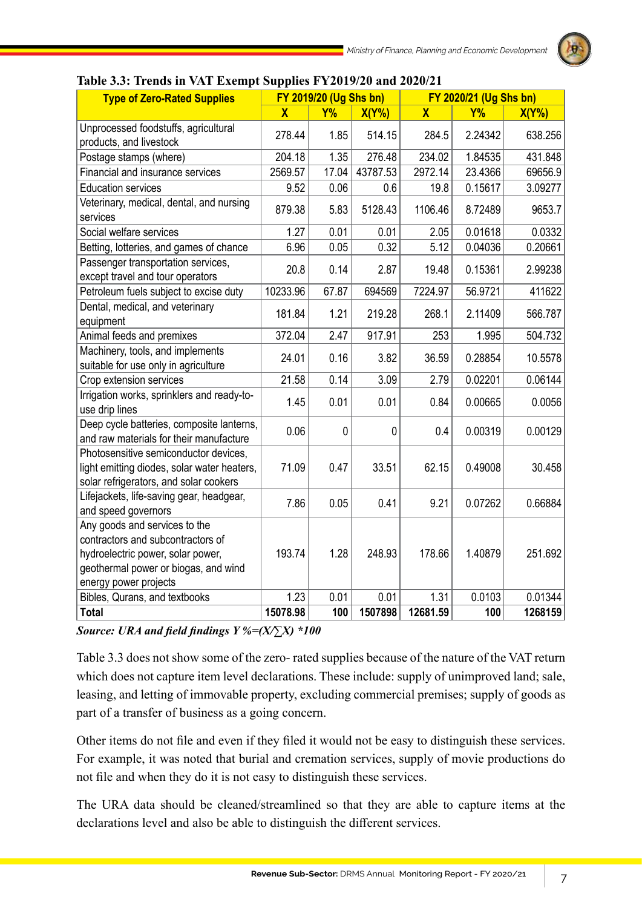**Table 3.3: Trends in VAT Exempt Supplies FY2019/20 and 2020/21**

| Type of Zero-Rated Supplies | FY 2019/20 (Ug Shs bn) | | | FY 2020/21 (Ug Shs bn) | | |
|---|---|---|---|---|---|---|
| | X | Y% | X(Y%) | X | Y% | X(Y%) |
| Unprocessed foodstuffs, agricultural products, and livestock | 278.44 | 1.85 | 514.15 | 284.5 | 2.24342 | 638.256 |
| Postage stamps (where) | 204.18 | 1.35 | 276.48 | 234.02 | 1.84535 | 431.848 |
| Financial and insurance services | 2569.57 | 17.04 | 43787.53 | 2972.14 | 23.4366 | 69656.9 |
| Education services | 9.52 | 0.06 | 0.6 | 19.8 | 0.15617 | 3.09277 |
| Veterinary, medical, dental, and nursing services | 879.38 | 5.83 | 5128.43 | 1106.46 | 8.72489 | 9653.7 |
| Social welfare services | 1.27 | 0.01 | 0.01 | 2.05 | 0.01618 | 0.0332 |
| Betting, lotteries, and games of chance | 6.96 | 0.05 | 0.32 | 5.12 | 0.04036 | 0.20661 |
| Passenger transportation services, except travel and tour operators | 20.8 | 0.14 | 2.87 | 19.48 | 0.15361 | 2.99238 |
| Petroleum fuels subject to excise duty | 10233.96 | 67.87 | 694569 | 7224.97 | 56.9721 | 411622 |
| Dental, medical, and veterinary equipment | 181.84 | 1.21 | 219.28 | 268.1 | 2.11409 | 566.787 |
| Animal feeds and premixes | 372.04 | 2.47 | 917.91 | 253 | 1.995 | 504.732 |
| Machinery, tools, and implements suitable for use only in agriculture | 24.01 | 0.16 | 3.82 | 36.59 | 0.28854 | 10.5578 |
| Crop extension services | 21.58 | 0.14 | 3.09 | 2.79 | 0.02201 | 0.06144 |
| Irrigation works, sprinklers and ready-to-use drip lines | 1.45 | 0.01 | 0.01 | 0.84 | 0.00665 | 0.0056 |
| Deep cycle batteries, composite lanterns, and raw materials for their manufacture | 0.06 | 0 | 0 | 0.4 | 0.00319 | 0.00129 |
| Photosensitive semiconductor devices, light emitting diodes, solar water heaters, solar refrigerators, and solar cookers | 71.09 | 0.47 | 33.51 | 62.15 | 0.49008 | 30.458 |
| Lifejackets, life-saving gear, headgear, and speed governors | 7.86 | 0.05 | 0.41 | 9.21 | 0.07262 | 0.66884 |
| Any goods and services to the contractors and subcontractors of hydroelectric power, solar power, geothermal power or biogas, and wind energy power projects | 193.74 | 1.28 | 248.93 | 178.66 | 1.40879 | 251.692 |
| Bibles, Qurans, and textbooks | 1.23 | 0.01 | 0.01 | 1.31 | 0.0103 | 0.01344 |
| **Total** | **15078.98** | **100** | **1507898** | **12681.59** | **100** | **1268159** |

***Source: URA and field findings*** $Y\% = (X/\sum X) * 100$

Table 3.3 does not show some of the zero- rated supplies because of the nature of the VAT return which does not capture item level declarations. These include: supply of unimproved land; sale, leasing, and letting of immovable property, excluding commercial premises; supply of goods as part of a transfer of business as a going concern.

Other items do not file and even if they filed it would not be easy to distinguish these services. For example, it was noted that burial and cremation services, supply of movie productions do not file and when they do it is not easy to distinguish these services.

The URA data should be cleaned/streamlined so that they are able to capture items at the declarations level and also be able to distinguish the different services.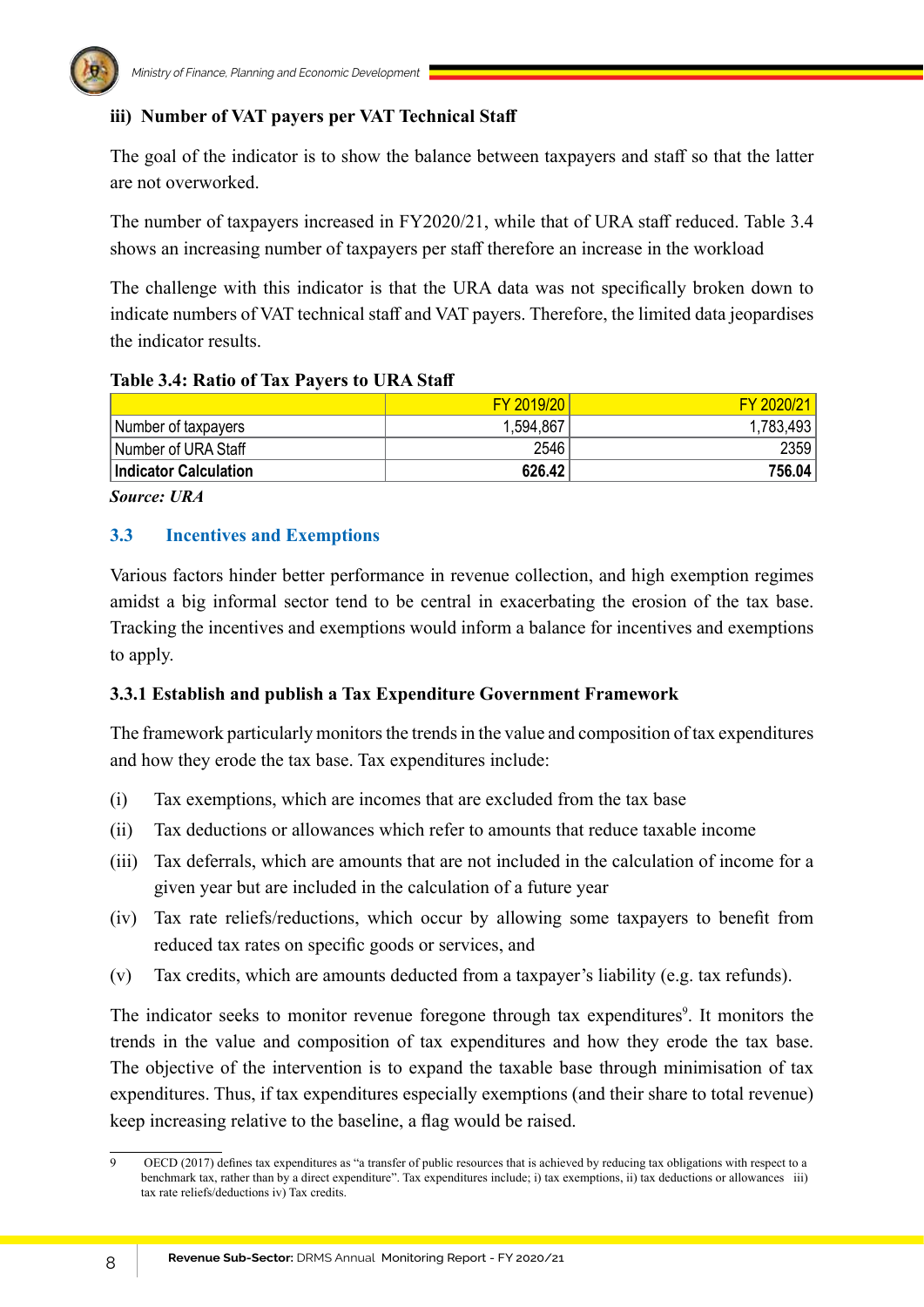### iii) Number of VAT payers per VAT Technical Staff

The goal of the indicator is to show the balance between taxpayers and staff so that the latter are not overworked.

The number of taxpayers increased in FY2020/21, while that of URA staff reduced. Table 3.4 shows an increasing number of taxpayers per staff therefore an increase in the workload

The challenge with this indicator is that the URA data was not specifically broken down to indicate numbers of VAT technical staff and VAT payers. Therefore, the limited data jeopardises the indicator results.

**Table 3.4: Ratio of Tax Payers to URA Staff**

| | FY 2019/20 | FY 2020/21 |
|---|---|---|
| Number of taxpayers | 1,594,867 | 1,783,493 |
| Number of URA Staff | 2546 | 2359 |
| **Indicator Calculation** | **626.42** | **756.04** |

***Source: URA***

## 3.3 Incentives and Exemptions

Various factors hinder better performance in revenue collection, and high exemption regimes amidst a big informal sector tend to be central in exacerbating the erosion of the tax base. Tracking the incentives and exemptions would inform a balance for incentives and exemptions to apply.

### 3.3.1 Establish and publish a Tax Expenditure Government Framework

The framework particularly monitors the trends in the value and composition of tax expenditures and how they erode the tax base. Tax expenditures include:

(i) Tax exemptions, which are incomes that are excluded from the tax base

(ii) Tax deductions or allowances which refer to amounts that reduce taxable income

(iii) Tax deferrals, which are amounts that are not included in the calculation of income for a given year but are included in the calculation of a future year

(iv) Tax rate reliefs/reductions, which occur by allowing some taxpayers to benefit from reduced tax rates on specific goods or services, and

(v) Tax credits, which are amounts deducted from a taxpayer's liability (e.g. tax refunds).

The indicator seeks to monitor revenue foregone through tax expenditures[9]. It monitors the trends in the value and composition of tax expenditures and how they erode the tax base. The objective of the intervention is to expand the taxable base through minimisation of tax expenditures. Thus, if tax expenditures especially exemptions (and their share to total revenue) keep increasing relative to the baseline, a flag would be raised.

---

9 OECD (2017) defines tax expenditures as "a transfer of public resources that is achieved by reducing tax obligations with respect to a benchmark tax, rather than by a direct expenditure". Tax expenditures include; i) tax exemptions, ii) tax deductions or allowances iii) tax rate reliefs/deductions iv) Tax credits.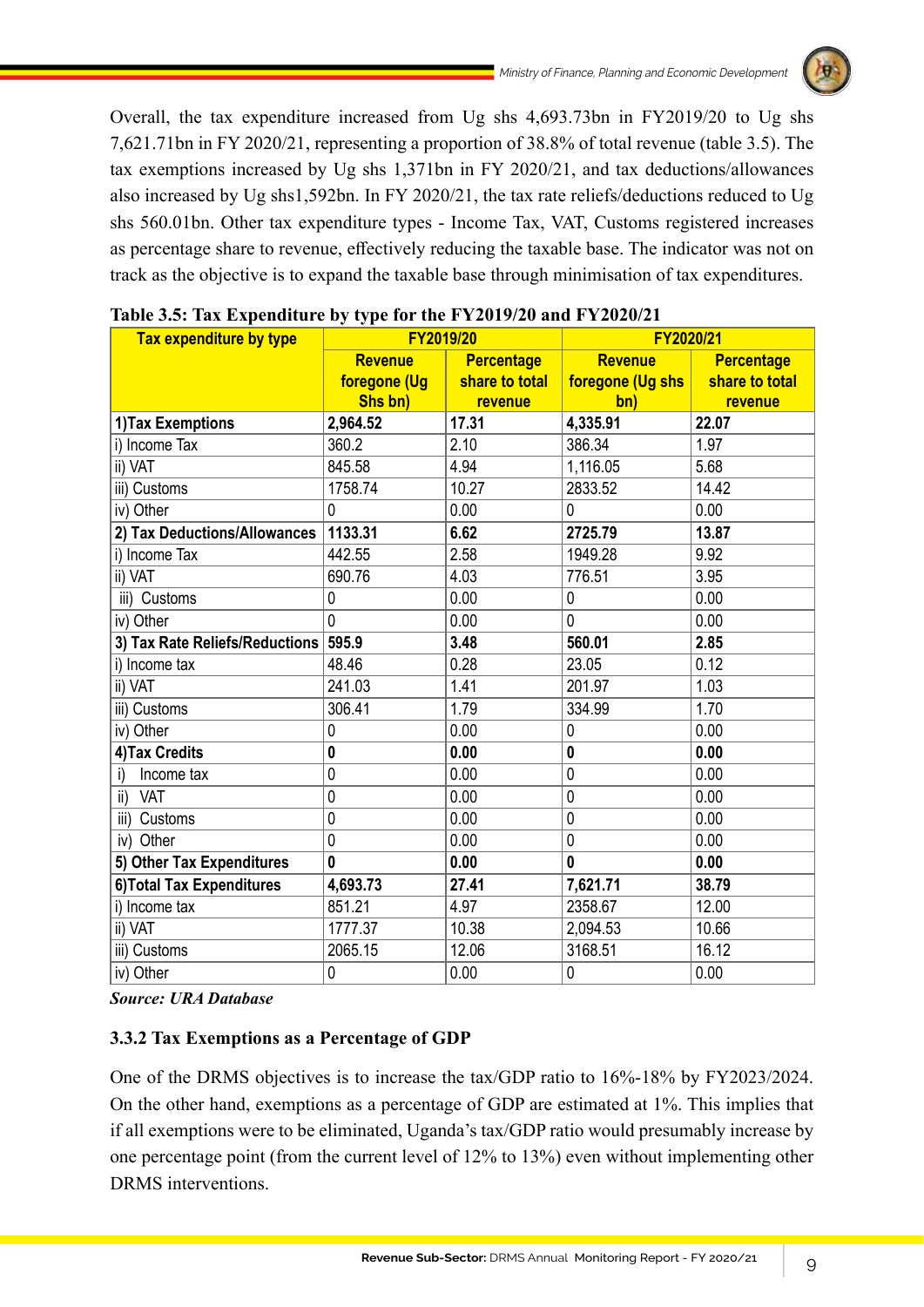Overall, the tax expenditure increased from Ug shs 4,693.73bn in FY2019/20 to Ug shs 7,621.71bn in FY 2020/21, representing a proportion of 38.8% of total revenue (table 3.5). The tax exemptions increased by Ug shs 1,371bn in FY 2020/21, and tax deductions/allowances also increased by Ug shs1,592bn. In FY 2020/21, the tax rate reliefs/deductions reduced to Ug shs 560.01bn. Other tax expenditure types - Income Tax, VAT, Customs registered increases as percentage share to revenue, effectively reducing the taxable base. The indicator was not on track as the objective is to expand the taxable base through minimisation of tax expenditures.

**Table 3.5: Tax Expenditure by type for the FY2019/20 and FY2020/21**

| Tax expenditure by type | FY2019/20 | | FY2020/21 | |
|---|---|---|---|---|
| | Revenue foregone (Ug Shs bn) | Percentage share to total revenue | Revenue foregone (Ug shs bn) | Percentage share to total revenue |
| **1)Tax Exemptions** | **2,964.52** | **17.31** | **4,335.91** | **22.07** |
| i) Income Tax | 360.2 | 2.10 | 386.34 | 1.97 |
| ii) VAT | 845.58 | 4.94 | 1,116.05 | 5.68 |
| iii) Customs | 1758.74 | 10.27 | 2833.52 | 14.42 |
| iv) Other | 0 | 0.00 | 0 | 0.00 |
| **2) Tax Deductions/Allowances** | **1133.31** | **6.62** | **2725.79** | **13.87** |
| i) Income Tax | 442.55 | 2.58 | 1949.28 | 9.92 |
| ii) VAT | 690.76 | 4.03 | 776.51 | 3.95 |
| iii) Customs | 0 | 0.00 | 0 | 0.00 |
| iv) Other | 0 | 0.00 | 0 | 0.00 |
| **3) Tax Rate Reliefs/Reductions** | **595.9** | **3.48** | **560.01** | **2.85** |
| i) Income tax | 48.46 | 0.28 | 23.05 | 0.12 |
| ii) VAT | 241.03 | 1.41 | 201.97 | 1.03 |
| iii) Customs | 306.41 | 1.79 | 334.99 | 1.70 |
| iv) Other | 0 | 0.00 | 0 | 0.00 |
| **4)Tax Credits** | **0** | **0.00** | **0** | **0.00** |
| i) Income tax | 0 | 0.00 | 0 | 0.00 |
| ii) VAT | 0 | 0.00 | 0 | 0.00 |
| iii) Customs | 0 | 0.00 | 0 | 0.00 |
| iv) Other | 0 | 0.00 | 0 | 0.00 |
| **5) Other Tax Expenditures** | **0** | **0.00** | **0** | **0.00** |
| **6)Total Tax Expenditures** | **4,693.73** | **27.41** | **7,621.71** | **38.79** |
| i) Income tax | 851.21 | 4.97 | 2358.67 | 12.00 |
| ii) VAT | 1777.37 | 10.38 | 2,094.53 | 10.66 |
| iii) Customs | 2065.15 | 12.06 | 3168.51 | 16.12 |
| iv) Other | 0 | 0.00 | 0 | 0.00 |

***Source: URA Database***

### 3.3.2 Tax Exemptions as a Percentage of GDP

One of the DRMS objectives is to increase the tax/GDP ratio to 16%-18% by FY2023/2024. On the other hand, exemptions as a percentage of GDP are estimated at 1%. This implies that if all exemptions were to be eliminated, Uganda's tax/GDP ratio would presumably increase by one percentage point (from the current level of 12% to 13%) even without implementing other DRMS interventions.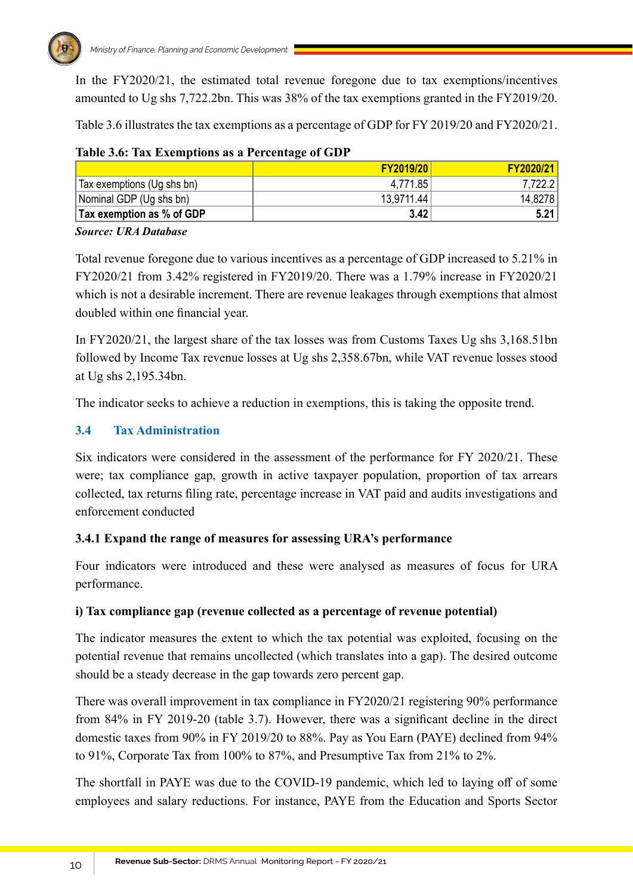In the FY2020/21, the estimated total revenue foregone due to tax exemptions/incentives amounted to Ug shs 7,722.2bn. This was 38% of the tax exemptions granted in the FY2019/20.

Table 3.6 illustrates the tax exemptions as a percentage of GDP for FY 2019/20 and FY2020/21.

**Table 3.6: Tax Exemptions as a Percentage of GDP**

| | FY2019/20 | FY2020/21 |
|---|---|---|
| Tax exemptions (Ug shs bn) | 4,771.85 | 7,722.2 |
| Nominal GDP (Ug shs bn) | 13,9711.44 | 14,8278 |
| **Tax exemption as % of GDP** | **3.42** | **5.21** |

***Source: URA Database***

Total revenue foregone due to various incentives as a percentage of GDP increased to 5.21% in FY2020/21 from 3.42% registered in FY2019/20. There was a 1.79% increase in FY2020/21 which is not a desirable increment. There are revenue leakages through exemptions that almost doubled within one financial year.

In FY2020/21, the largest share of the tax losses was from Customs Taxes Ug shs 3,168.51bn followed by Income Tax revenue losses at Ug shs 2,358.67bn, while VAT revenue losses stood at Ug shs 2,195.34bn.

The indicator seeks to achieve a reduction in exemptions, this is taking the opposite trend.

## 3.4 Tax Administration

Six indicators were considered in the assessment of the performance for FY 2020/21. These were; tax compliance gap, growth in active taxpayer population, proportion of tax arrears collected, tax returns filing rate, percentage increase in VAT paid and audits investigations and enforcement conducted

### 3.4.1 Expand the range of measures for assessing URA's performance

Four indicators were introduced and these were analysed as measures of focus for URA performance.

**i) Tax compliance gap (revenue collected as a percentage of revenue potential)**

The indicator measures the extent to which the tax potential was exploited, focusing on the potential revenue that remains uncollected (which translates into a gap). The desired outcome should be a steady decrease in the gap towards zero percent gap.

There was overall improvement in tax compliance in FY2020/21 registering 90% performance from 84% in FY 2019-20 (table 3.7). However, there was a significant decline in the direct domestic taxes from 90% in FY 2019/20 to 88%. Pay as You Earn (PAYE) declined from 94% to 91%, Corporate Tax from 100% to 87%, and Presumptive Tax from 21% to 2%.

The shortfall in PAYE was due to the COVID-19 pandemic, which led to laying off of some employees and salary reductions. For instance, PAYE from the Education and Sports Sector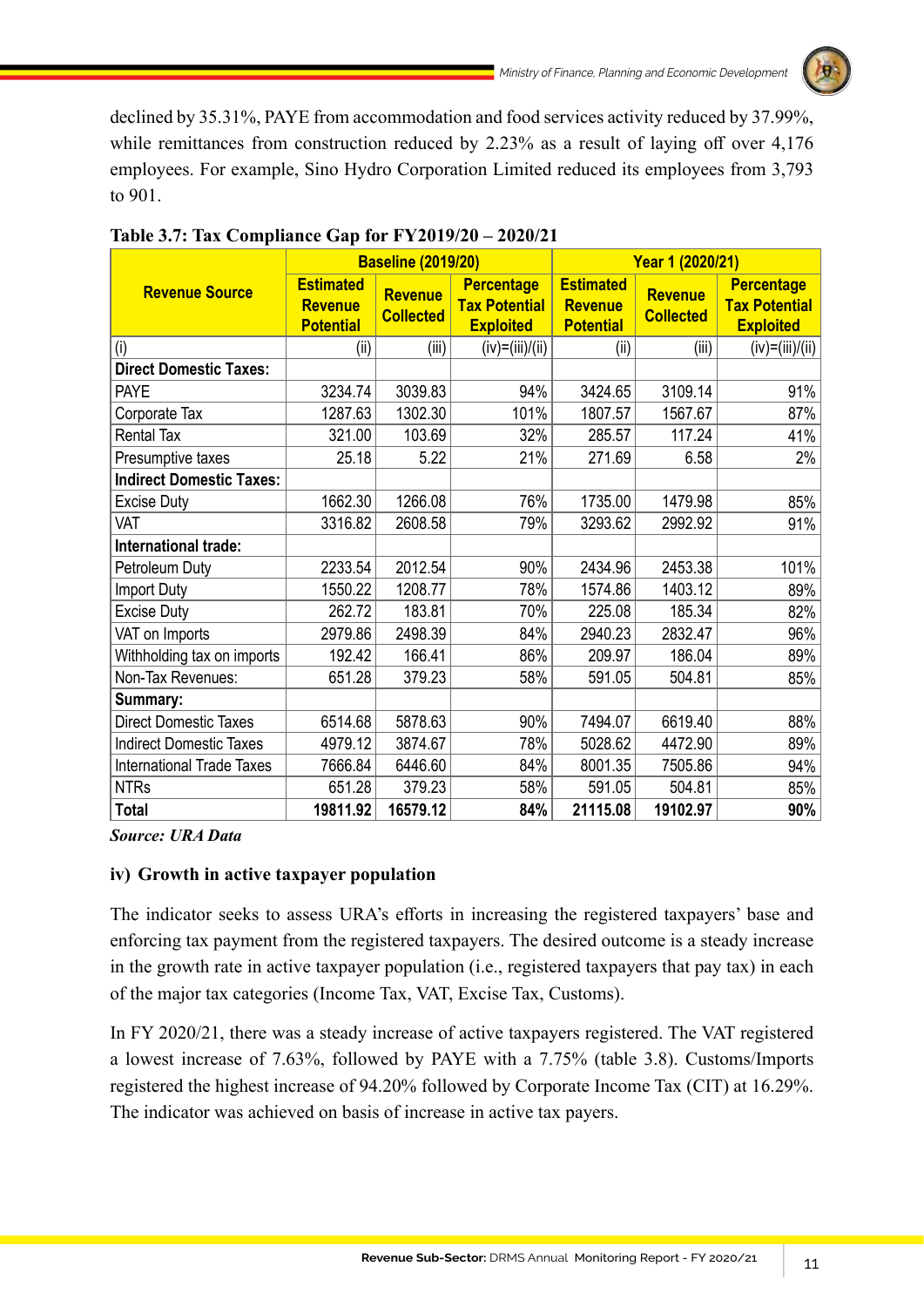declined by 35.31%, PAYE from accommodation and food services activity reduced by 37.99%, while remittances from construction reduced by 2.23% as a result of laying off over 4,176 employees. For example, Sino Hydro Corporation Limited reduced its employees from 3,793 to 901.

**Table 3.7: Tax Compliance Gap for FY2019/20 – 2020/21**

| Revenue Source | Baseline (2019/20) | | | Year 1 (2020/21) | | |
|---|---|---|---|---|---|---|
| | Estimated Revenue Potential | Revenue Collected | Percentage Tax Potential Exploited | Estimated Revenue Potential | Revenue Collected | Percentage Tax Potential Exploited |
| (i) | (ii) | (iii) | (iv)=(iii)/(ii) | (ii) | (iii) | (iv)=(iii)/(ii) |
| **Direct Domestic Taxes:** | | | | | | |
| PAYE | 3234.74 | 3039.83 | 94% | 3424.65 | 3109.14 | 91% |
| Corporate Tax | 1287.63 | 1302.30 | 101% | 1807.57 | 1567.67 | 87% |
| Rental Tax | 321.00 | 103.69 | 32% | 285.57 | 117.24 | 41% |
| Presumptive taxes | 25.18 | 5.22 | 21% | 271.69 | 6.58 | 2% |
| **Indirect Domestic Taxes:** | | | | | | |
| Excise Duty | 1662.30 | 1266.08 | 76% | 1735.00 | 1479.98 | 85% |
| VAT | 3316.82 | 2608.58 | 79% | 3293.62 | 2992.92 | 91% |
| **International trade:** | | | | | | |
| Petroleum Duty | 2233.54 | 2012.54 | 90% | 2434.96 | 2453.38 | 101% |
| Import Duty | 1550.22 | 1208.77 | 78% | 1574.86 | 1403.12 | 89% |
| Excise Duty | 262.72 | 183.81 | 70% | 225.08 | 185.34 | 82% |
| VAT on Imports | 2979.86 | 2498.39 | 84% | 2940.23 | 2832.47 | 96% |
| Withholding tax on imports | 192.42 | 166.41 | 86% | 209.97 | 186.04 | 89% |
| Non-Tax Revenues: | 651.28 | 379.23 | 58% | 591.05 | 504.81 | 85% |
| **Summary:** | | | | | | |
| Direct Domestic Taxes | 6514.68 | 5878.63 | 90% | 7494.07 | 6619.40 | 88% |
| Indirect Domestic Taxes | 4979.12 | 3874.67 | 78% | 5028.62 | 4472.90 | 89% |
| International Trade Taxes | 7666.84 | 6446.60 | 84% | 8001.35 | 7505.86 | 94% |
| NTRs | 651.28 | 379.23 | 58% | 591.05 | 504.81 | 85% |
| **Total** | **19811.92** | **16579.12** | **84%** | **21115.08** | **19102.97** | **90%** |

***Source: URA Data***

### iv) Growth in active taxpayer population

The indicator seeks to assess URA's efforts in increasing the registered taxpayers' base and enforcing tax payment from the registered taxpayers. The desired outcome is a steady increase in the growth rate in active taxpayer population (i.e., registered taxpayers that pay tax) in each of the major tax categories (Income Tax, VAT, Excise Tax, Customs).

In FY 2020/21, there was a steady increase of active taxpayers registered. The VAT registered a lowest increase of 7.63%, followed by PAYE with a 7.75% (table 3.8). Customs/Imports registered the highest increase of 94.20% followed by Corporate Income Tax (CIT) at 16.29%. The indicator was achieved on basis of increase in active tax payers.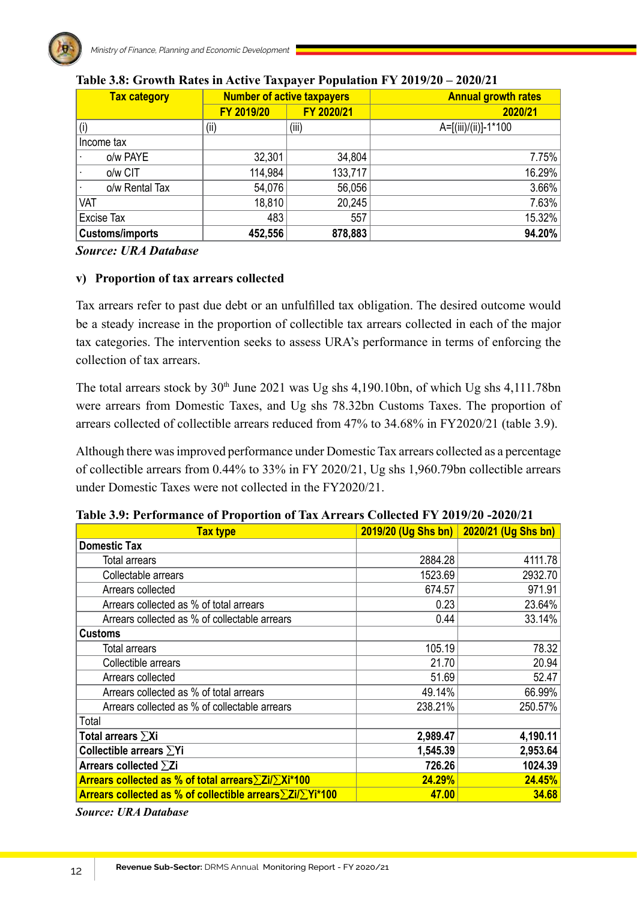**Table 3.8: Growth Rates in Active Taxpayer Population FY 2019/20 – 2020/21**

| Tax category | Number of active taxpayers | | Annual growth rates |
|---|---|---|---|
| | FY 2019/20 | FY 2020/21 | 2020/21 |
| (i) | (ii) | (iii) | A=[(iii)/(ii)]-1*100 |
| Income tax | | | |
| · o/w PAYE | 32,301 | 34,804 | 7.75% |
| · o/w CIT | 114,984 | 133,717 | 16.29% |
| · o/w Rental Tax | 54,076 | 56,056 | 3.66% |
| VAT | 18,810 | 20,245 | 7.63% |
| Excise Tax | 483 | 557 | 15.32% |
| **Customs/imports** | **452,556** | **878,883** | **94.20%** |

*Source: URA Database*

### v) Proportion of tax arrears collected

Tax arrears refer to past due debt or an unfulfilled tax obligation. The desired outcome would be a steady increase in the proportion of collectible tax arrears collected in each of the major tax categories. The intervention seeks to assess URA's performance in terms of enforcing the collection of tax arrears.

The total arrears stock by 30th June 2021 was Ug shs 4,190.10bn, of which Ug shs 4,111.78bn were arrears from Domestic Taxes, and Ug shs 78.32bn Customs Taxes. The proportion of arrears collected of collectible arrears reduced from 47% to 34.68% in FY2020/21 (table 3.9).

Although there was improved performance under Domestic Tax arrears collected as a percentage of collectible arrears from 0.44% to 33% in FY 2020/21, Ug shs 1,960.79bn collectible arrears under Domestic Taxes were not collected in the FY2020/21.

**Table 3.9: Performance of Proportion of Tax Arrears Collected FY 2019/20 -2020/21**

| Tax type | 2019/20 (Ug Shs bn) | 2020/21 (Ug Shs bn) |
|---|---|---|
| **Domestic Tax** | | |
| Total arrears | 2884.28 | 4111.78 |
| Collectable arrears | 1523.69 | 2932.70 |
| Arrears collected | 674.57 | 971.91 |
| Arrears collected as % of total arrears | 0.23 | 23.64% |
| Arrears collected as % of collectable arrears | 0.44 | 33.14% |
| **Customs** | | |
| Total arrears | 105.19 | 78.32 |
| Collectible arrears | 21.70 | 20.94 |
| Arrears collected | 51.69 | 52.47 |
| Arrears collected as % of total arrears | 49.14% | 66.99% |
| Arrears collected as % of collectable arrears | 238.21% | 250.57% |
| Total | | |
| **Total arrears ∑Xi** | **2,989.47** | **4,190.11** |
| **Collectible arrears ∑Yi** | **1,545.39** | **2,953.64** |
| **Arrears collected ∑Zi** | **726.26** | **1024.39** |
| **Arrears collected as % of total arrears∑Zi/∑Xi*100** | **24.29%** | **24.45%** |
| **Arrears collected as % of collectible arrears∑Zi/∑Yi*100** | **47.00** | **34.68** |

*Source: URA Database*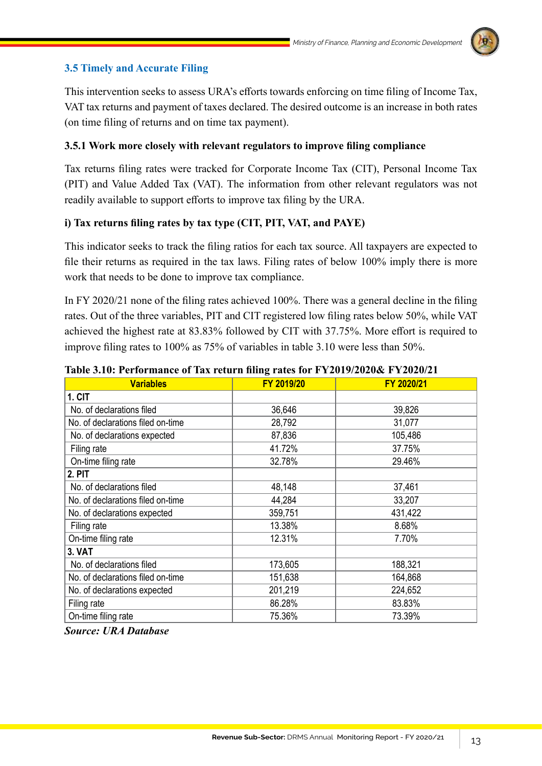### 3.5 Timely and Accurate Filing

This intervention seeks to assess URA's efforts towards enforcing on time filing of Income Tax, VAT tax returns and payment of taxes declared. The desired outcome is an increase in both rates (on time filing of returns and on time tax payment).

#### 3.5.1 Work more closely with relevant regulators to improve filing compliance

Tax returns filing rates were tracked for Corporate Income Tax (CIT), Personal Income Tax (PIT) and Value Added Tax (VAT). The information from other relevant regulators was not readily available to support efforts to improve tax filing by the URA.

**i) Tax returns filing rates by tax type (CIT, PIT, VAT, and PAYE)**

This indicator seeks to track the filing ratios for each tax source. All taxpayers are expected to file their returns as required in the tax laws. Filing rates of below 100% imply there is more work that needs to be done to improve tax compliance.

In FY 2020/21 none of the filing rates achieved 100%. There was a general decline in the filing rates. Out of the three variables, PIT and CIT registered low filing rates below 50%, while VAT achieved the highest rate at 83.83% followed by CIT with 37.75%. More effort is required to improve filing rates to 100% as 75% of variables in table 3.10 were less than 50%.

**Table 3.10: Performance of Tax return filing rates for FY2019/2020& FY2020/21**

| Variables | FY 2019/20 | FY 2020/21 |
|---|---|---|
| **1. CIT** | | |
| No. of declarations filed | 36,646 | 39,826 |
| No. of declarations filed on-time | 28,792 | 31,077 |
| No. of declarations expected | 87,836 | 105,486 |
| Filing rate | 41.72% | 37.75% |
| On-time filing rate | 32.78% | 29.46% |
| **2. PIT** | | |
| No. of declarations filed | 48,148 | 37,461 |
| No. of declarations filed on-time | 44,284 | 33,207 |
| No. of declarations expected | 359,751 | 431,422 |
| Filing rate | 13.38% | 8.68% |
| On-time filing rate | 12.31% | 7.70% |
| **3. VAT** | | |
| No. of declarations filed | 173,605 | 188,321 |
| No. of declarations filed on-time | 151,638 | 164,868 |
| No. of declarations expected | 201,219 | 224,652 |
| Filing rate | 86.28% | 83.83% |
| On-time filing rate | 75.36% | 73.39% |

***Source: URA Database***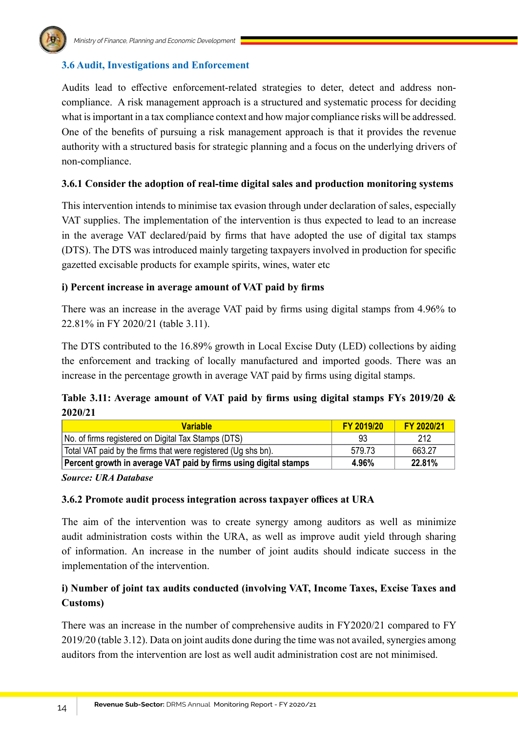## 3.6 Audit, Investigations and Enforcement

Audits lead to effective enforcement-related strategies to deter, detect and address non-compliance. A risk management approach is a structured and systematic process for deciding what is important in a tax compliance context and how major compliance risks will be addressed. One of the benefits of pursuing a risk management approach is that it provides the revenue authority with a structured basis for strategic planning and a focus on the underlying drivers of non-compliance.

### 3.6.1 Consider the adoption of real-time digital sales and production monitoring systems

This intervention intends to minimise tax evasion through under declaration of sales, especially VAT supplies. The implementation of the intervention is thus expected to lead to an increase in the average VAT declared/paid by firms that have adopted the use of digital tax stamps (DTS). The DTS was introduced mainly targeting taxpayers involved in production for specific gazetted excisable products for example spirits, wines, water etc

#### i) Percent increase in average amount of VAT paid by firms

There was an increase in the average VAT paid by firms using digital stamps from 4.96% to 22.81% in FY 2020/21 (table 3.11).

The DTS contributed to the 16.89% growth in Local Excise Duty (LED) collections by aiding the enforcement and tracking of locally manufactured and imported goods. There was an increase in the percentage growth in average VAT paid by firms using digital stamps.

**Table 3.11: Average amount of VAT paid by firms using digital stamps FYs 2019/20 & 2020/21**

| Variable | FY 2019/20 | FY 2020/21 |
|---|---|---|
| No. of firms registered on Digital Tax Stamps (DTS) | 93 | 212 |
| Total VAT paid by the firms that were registered (Ug shs bn). | 579.73 | 663.27 |
| **Percent growth in average VAT paid by firms using digital stamps** | **4.96%** | **22.81%** |

***Source: URA Database***

### 3.6.2 Promote audit process integration across taxpayer offices at URA

The aim of the intervention was to create synergy among auditors as well as minimize audit administration costs within the URA, as well as improve audit yield through sharing of information. An increase in the number of joint audits should indicate success in the implementation of the intervention.

#### i) Number of joint tax audits conducted (involving VAT, Income Taxes, Excise Taxes and Customs)

There was an increase in the number of comprehensive audits in FY2020/21 compared to FY 2019/20 (table 3.12). Data on joint audits done during the time was not availed, synergies among auditors from the intervention are lost as well audit administration cost are not minimised.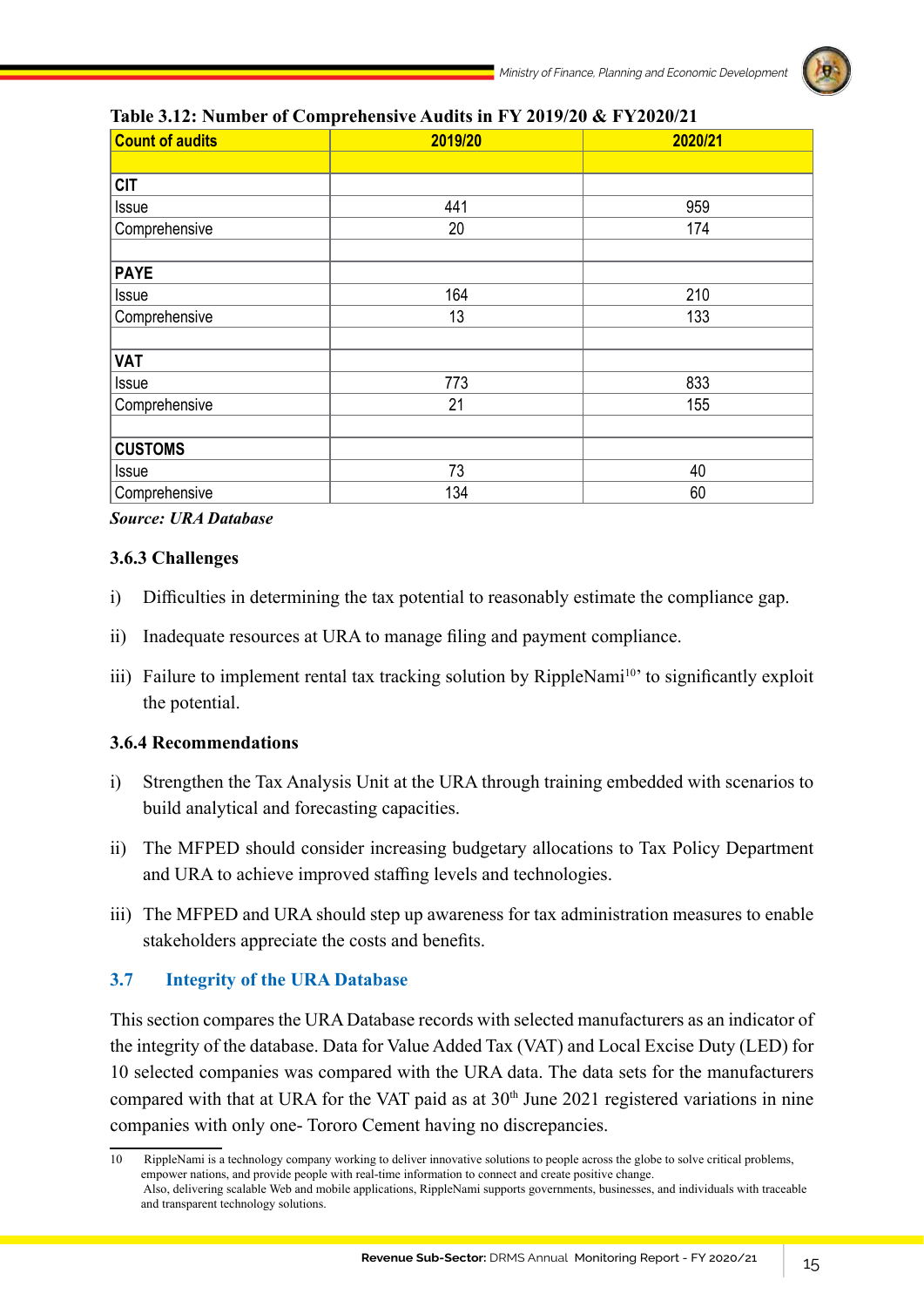**Table 3.12: Number of Comprehensive Audits in FY 2019/20 & FY2020/21**

| Count of audits | 2019/20 | 2020/21 |
|---|---|---|
| | | |
| **CIT** | | |
| Issue | 441 | 959 |
| Comprehensive | 20 | 174 |
| | | |
| **PAYE** | | |
| Issue | 164 | 210 |
| Comprehensive | 13 | 133 |
| | | |
| **VAT** | | |
| Issue | 773 | 833 |
| Comprehensive | 21 | 155 |
| | | |
| **CUSTOMS** | | |
| Issue | 73 | 40 |
| Comprehensive | 134 | 60 |

***Source: URA Database***

### 3.6.3 Challenges

i) Difficulties in determining the tax potential to reasonably estimate the compliance gap.

ii) Inadequate resources at URA to manage filing and payment compliance.

iii) Failure to implement rental tax tracking solution by RippleNami[10]' to significantly exploit the potential.

### 3.6.4 Recommendations

i) Strengthen the Tax Analysis Unit at the URA through training embedded with scenarios to build analytical and forecasting capacities.

ii) The MFPED should consider increasing budgetary allocations to Tax Policy Department and URA to achieve improved staffing levels and technologies.

iii) The MFPED and URA should step up awareness for tax administration measures to enable stakeholders appreciate the costs and benefits.

## 3.7 Integrity of the URA Database

This section compares the URA Database records with selected manufacturers as an indicator of the integrity of the database. Data for Value Added Tax (VAT) and Local Excise Duty (LED) for 10 selected companies was compared with the URA data. The data sets for the manufacturers compared with that at URA for the VAT paid as at 30th June 2021 registered variations in nine companies with only one- Tororo Cement having no discrepancies.

---

10 RippleNami is a technology company working to deliver innovative solutions to people across the globe to solve critical problems, empower nations, and provide people with real-time information to connect and create positive change.
Also, delivering scalable Web and mobile applications, RippleNami supports governments, businesses, and individuals with traceable and transparent technology solutions.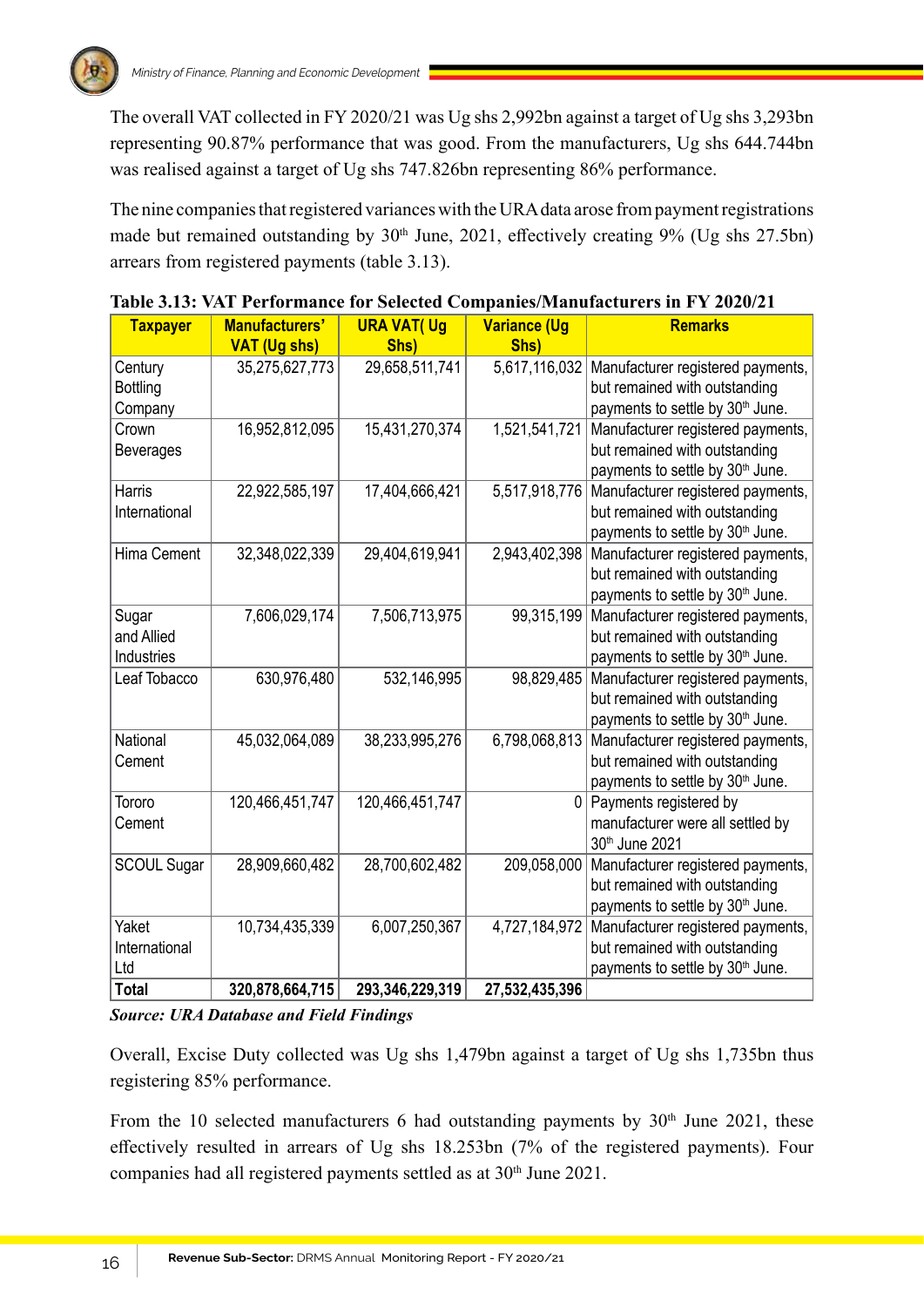The overall VAT collected in FY 2020/21 was Ug shs 2,992bn against a target of Ug shs 3,293bn representing 90.87% performance that was good. From the manufacturers, Ug shs 644.744bn was realised against a target of Ug shs 747.826bn representing 86% performance.

The nine companies that registered variances with the URA data arose from payment registrations made but remained outstanding by 30th June, 2021, effectively creating 9% (Ug shs 27.5bn) arrears from registered payments (table 3.13).

**Table 3.13: VAT Performance for Selected Companies/Manufacturers in FY 2020/21**

| Taxpayer | Manufacturers' VAT (Ug shs) | URA VAT( Ug Shs) | Variance (Ug Shs) | Remarks |
|---|---|---|---|---|
| Century Bottling Company | 35,275,627,773 | 29,658,511,741 | 5,617,116,032 | Manufacturer registered payments, but remained with outstanding payments to settle by 30th June. |
| Crown Beverages | 16,952,812,095 | 15,431,270,374 | 1,521,541,721 | Manufacturer registered payments, but remained with outstanding payments to settle by 30th June. |
| Harris International | 22,922,585,197 | 17,404,666,421 | 5,517,918,776 | Manufacturer registered payments, but remained with outstanding payments to settle by 30th June. |
| Hima Cement | 32,348,022,339 | 29,404,619,941 | 2,943,402,398 | Manufacturer registered payments, but remained with outstanding payments to settle by 30th June. |
| Sugar and Allied Industries | 7,606,029,174 | 7,506,713,975 | 99,315,199 | Manufacturer registered payments, but remained with outstanding payments to settle by 30th June. |
| Leaf Tobacco | 630,976,480 | 532,146,995 | 98,829,485 | Manufacturer registered payments, but remained with outstanding payments to settle by 30th June. |
| National Cement | 45,032,064,089 | 38,233,995,276 | 6,798,068,813 | Manufacturer registered payments, but remained with outstanding payments to settle by 30th June. |
| Tororo Cement | 120,466,451,747 | 120,466,451,747 | 0 | Payments registered by manufacturer were all settled by 30th June 2021 |
| SCOUL Sugar | 28,909,660,482 | 28,700,602,482 | 209,058,000 | Manufacturer registered payments, but remained with outstanding payments to settle by 30th June. |
| Yaket International Ltd | 10,734,435,339 | 6,007,250,367 | 4,727,184,972 | Manufacturer registered payments, but remained with outstanding payments to settle by 30th June. |
| **Total** | **320,878,664,715** | **293,346,229,319** | **27,532,435,396** | |

***Source: URA Database and Field Findings***

Overall, Excise Duty collected was Ug shs 1,479bn against a target of Ug shs 1,735bn thus registering 85% performance.

From the 10 selected manufacturers 6 had outstanding payments by 30th June 2021, these effectively resulted in arrears of Ug shs 18.253bn (7% of the registered payments). Four companies had all registered payments settled as at 30th June 2021.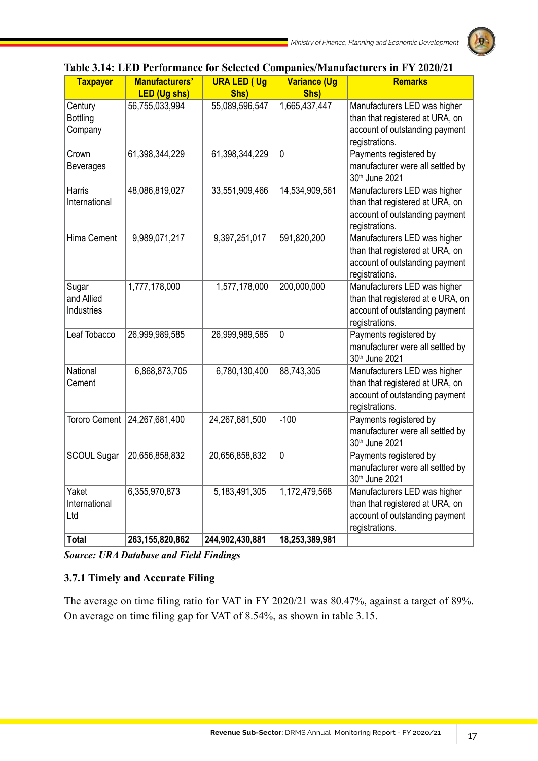**Table 3.14: LED Performance for Selected Companies/Manufacturers in FY 2020/21**

| Taxpayer | Manufacturers' LED (Ug shs) | URA LED ( Ug Shs) | Variance (Ug Shs) | Remarks |
|---|---|---|---|---|
| Century Bottling Company | 56,755,033,994 | 55,089,596,547 | 1,665,437,447 | Manufacturers LED was higher than that registered at URA, on account of outstanding payment registrations. |
| Crown Beverages | 61,398,344,229 | 61,398,344,229 | 0 | Payments registered by manufacturer were all settled by 30th June 2021 |
| Harris International | 48,086,819,027 | 33,551,909,466 | 14,534,909,561 | Manufacturers LED was higher than that registered at URA, on account of outstanding payment registrations. |
| Hima Cement | 9,989,071,217 | 9,397,251,017 | 591,820,200 | Manufacturers LED was higher than that registered at URA, on account of outstanding payment registrations. |
| Sugar and Allied Industries | 1,777,178,000 | 1,577,178,000 | 200,000,000 | Manufacturers LED was higher than that registered at e URA, on account of outstanding payment registrations. |
| Leaf Tobacco | 26,999,989,585 | 26,999,989,585 | 0 | Payments registered by manufacturer were all settled by 30th June 2021 |
| National Cement | 6,868,873,705 | 6,780,130,400 | 88,743,305 | Manufacturers LED was higher than that registered at URA, on account of outstanding payment registrations. |
| Tororo Cement | 24,267,681,400 | 24,267,681,500 | -100 | Payments registered by manufacturer were all settled by 30th June 2021 |
| SCOUL Sugar | 20,656,858,832 | 20,656,858,832 | 0 | Payments registered by manufacturer were all settled by 30th June 2021 |
| Yaket International Ltd | 6,355,970,873 | 5,183,491,305 | 1,172,479,568 | Manufacturers LED was higher than that registered at URA, on account of outstanding payment registrations. |
| **Total** | **263,155,820,862** | **244,902,430,881** | **18,253,389,981** | |

***Source: URA Database and Field Findings***

### 3.7.1 Timely and Accurate Filing

The average on time filing ratio for VAT in FY 2020/21 was 80.47%, against a target of 89%. On average on time filing gap for VAT of 8.54%, as shown in table 3.15.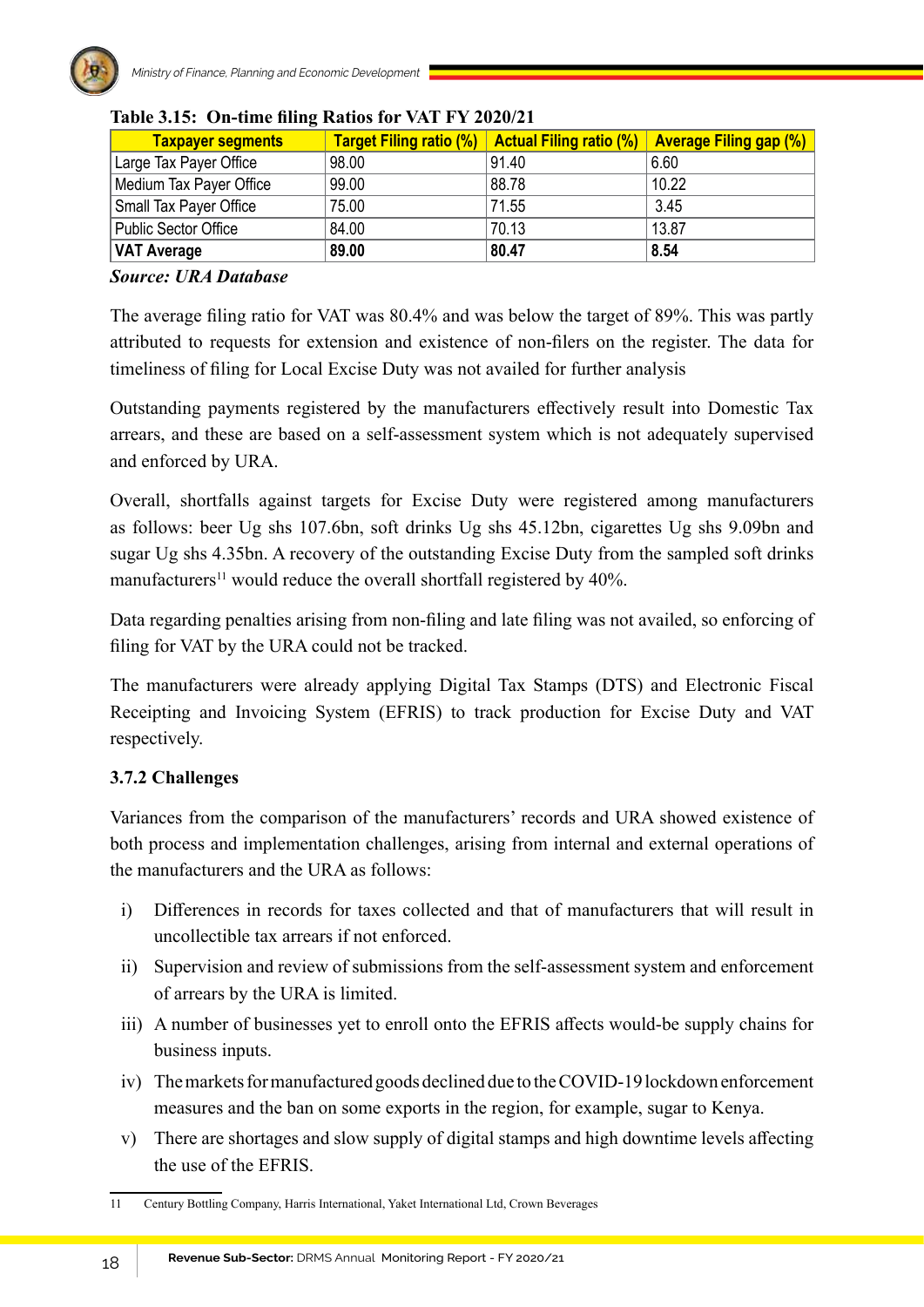**Table 3.15: On-time filing Ratios for VAT FY 2020/21**

| Taxpayer segments | Target Filing ratio (%) | Actual Filing ratio (%) | Average Filing gap (%) |
|---|---|---|---|
| Large Tax Payer Office | 98.00 | 91.40 | 6.60 |
| Medium Tax Payer Office | 99.00 | 88.78 | 10.22 |
| Small Tax Payer Office | 75.00 | 71.55 | 3.45 |
| Public Sector Office | 84.00 | 70.13 | 13.87 |
| **VAT Average** | **89.00** | **80.47** | **8.54** |

***Source: URA Database***

The average filing ratio for VAT was 80.4% and was below the target of 89%. This was partly attributed to requests for extension and existence of non-filers on the register. The data for timeliness of filing for Local Excise Duty was not availed for further analysis

Outstanding payments registered by the manufacturers effectively result into Domestic Tax arrears, and these are based on a self-assessment system which is not adequately supervised and enforced by URA.

Overall, shortfalls against targets for Excise Duty were registered among manufacturers as follows: beer Ug shs 107.6bn, soft drinks Ug shs 45.12bn, cigarettes Ug shs 9.09bn and sugar Ug shs 4.35bn. A recovery of the outstanding Excise Duty from the sampled soft drinks manufacturers[11] would reduce the overall shortfall registered by 40%.

Data regarding penalties arising from non-filing and late filing was not availed, so enforcing of filing for VAT by the URA could not be tracked.

The manufacturers were already applying Digital Tax Stamps (DTS) and Electronic Fiscal Receipting and Invoicing System (EFRIS) to track production for Excise Duty and VAT respectively.

### 3.7.2 Challenges

Variances from the comparison of the manufacturers' records and URA showed existence of both process and implementation challenges, arising from internal and external operations of the manufacturers and the URA as follows:

i) Differences in records for taxes collected and that of manufacturers that will result in uncollectible tax arrears if not enforced.

ii) Supervision and review of submissions from the self-assessment system and enforcement of arrears by the URA is limited.

iii) A number of businesses yet to enroll onto the EFRIS affects would-be supply chains for business inputs.

iv) The markets for manufactured goods declined due to the COVID-19 lockdown enforcement measures and the ban on some exports in the region, for example, sugar to Kenya.

v) There are shortages and slow supply of digital stamps and high downtime levels affecting the use of the EFRIS.

---

11 Century Bottling Company, Harris International, Yaket International Ltd, Crown Beverages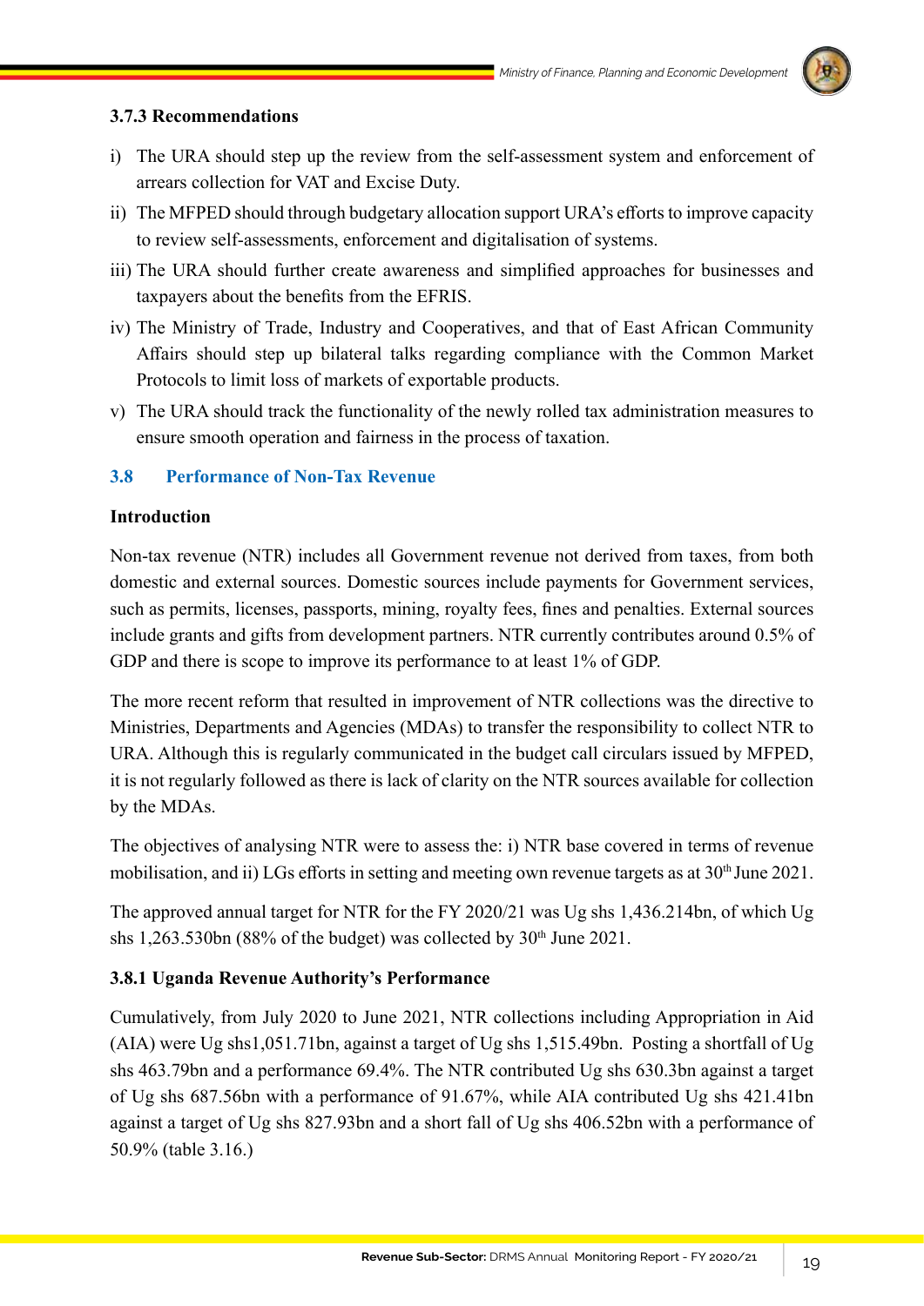### 3.7.3 Recommendations

i) The URA should step up the review from the self-assessment system and enforcement of arrears collection for VAT and Excise Duty.

ii) The MFPED should through budgetary allocation support URA's efforts to improve capacity to review self-assessments, enforcement and digitalisation of systems.

iii) The URA should further create awareness and simplified approaches for businesses and taxpayers about the benefits from the EFRIS.

iv) The Ministry of Trade, Industry and Cooperatives, and that of East African Community Affairs should step up bilateral talks regarding compliance with the Common Market Protocols to limit loss of markets of exportable products.

v) The URA should track the functionality of the newly rolled tax administration measures to ensure smooth operation and fairness in the process of taxation.

## 3.8 Performance of Non-Tax Revenue

**Introduction**

Non-tax revenue (NTR) includes all Government revenue not derived from taxes, from both domestic and external sources. Domestic sources include payments for Government services, such as permits, licenses, passports, mining, royalty fees, fines and penalties. External sources include grants and gifts from development partners. NTR currently contributes around 0.5% of GDP and there is scope to improve its performance to at least 1% of GDP.

The more recent reform that resulted in improvement of NTR collections was the directive to Ministries, Departments and Agencies (MDAs) to transfer the responsibility to collect NTR to URA. Although this is regularly communicated in the budget call circulars issued by MFPED, it is not regularly followed as there is lack of clarity on the NTR sources available for collection by the MDAs.

The objectives of analysing NTR were to assess the: i) NTR base covered in terms of revenue mobilisation, and ii) LGs efforts in setting and meeting own revenue targets as at 30th June 2021.

The approved annual target for NTR for the FY 2020/21 was Ug shs 1,436.214bn, of which Ug shs 1,263.530bn (88% of the budget) was collected by 30th June 2021.

### 3.8.1 Uganda Revenue Authority's Performance

Cumulatively, from July 2020 to June 2021, NTR collections including Appropriation in Aid (AIA) were Ug shs1,051.71bn, against a target of Ug shs 1,515.49bn. Posting a shortfall of Ug shs 463.79bn and a performance 69.4%. The NTR contributed Ug shs 630.3bn against a target of Ug shs 687.56bn with a performance of 91.67%, while AIA contributed Ug shs 421.41bn against a target of Ug shs 827.93bn and a short fall of Ug shs 406.52bn with a performance of 50.9% (table 3.16.)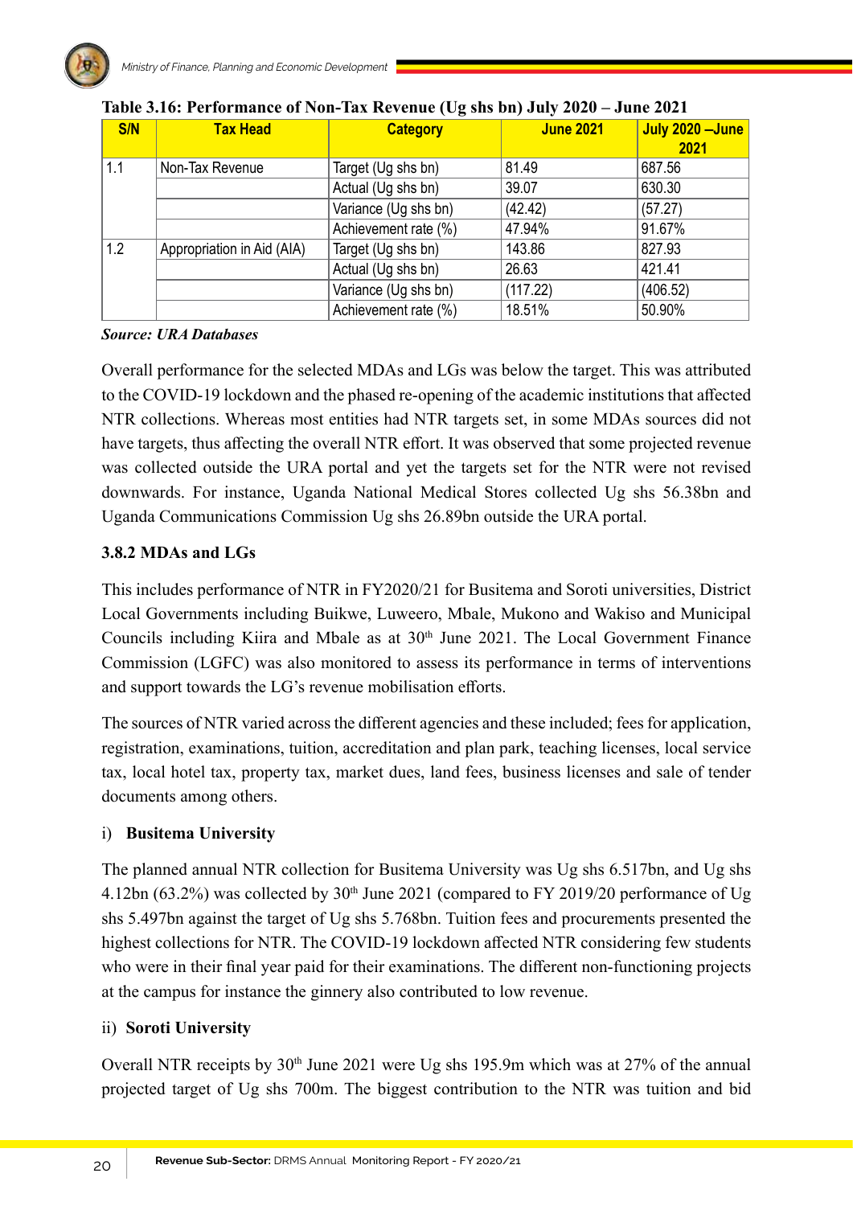**Table 3.16: Performance of Non-Tax Revenue (Ug shs bn) July 2020 – June 2021**

| S/N | Tax Head | Category | June 2021 | July 2020 –June 2021 |
|---|---|---|---|---|
| 1.1 | Non-Tax Revenue | Target (Ug shs bn) | 81.49 | 687.56 |
| | | Actual (Ug shs bn) | 39.07 | 630.30 |
| | | Variance (Ug shs bn) | (42.42) | (57.27) |
| | | Achievement rate (%) | 47.94% | 91.67% |
| 1.2 | Appropriation in Aid (AIA) | Target (Ug shs bn) | 143.86 | 827.93 |
| | | Actual (Ug shs bn) | 26.63 | 421.41 |
| | | Variance (Ug shs bn) | (117.22) | (406.52) |
| | | Achievement rate (%) | 18.51% | 50.90% |

***Source: URA Databases***

Overall performance for the selected MDAs and LGs was below the target. This was attributed to the COVID-19 lockdown and the phased re-opening of the academic institutions that affected NTR collections. Whereas most entities had NTR targets set, in some MDAs sources did not have targets, thus affecting the overall NTR effort. It was observed that some projected revenue was collected outside the URA portal and yet the targets set for the NTR were not revised downwards. For instance, Uganda National Medical Stores collected Ug shs 56.38bn and Uganda Communications Commission Ug shs 26.89bn outside the URA portal.

### 3.8.2 MDAs and LGs

This includes performance of NTR in FY2020/21 for Busitema and Soroti universities, District Local Governments including Buikwe, Luweero, Mbale, Mukono and Wakiso and Municipal Councils including Kiira and Mbale as at 30th June 2021. The Local Government Finance Commission (LGFC) was also monitored to assess its performance in terms of interventions and support towards the LG's revenue mobilisation efforts.

The sources of NTR varied across the different agencies and these included; fees for application, registration, examinations, tuition, accreditation and plan park, teaching licenses, local service tax, local hotel tax, property tax, market dues, land fees, business licenses and sale of tender documents among others.

i) **Busitema University**

The planned annual NTR collection for Busitema University was Ug shs 6.517bn, and Ug shs 4.12bn (63.2%) was collected by 30th June 2021 (compared to FY 2019/20 performance of Ug shs 5.497bn against the target of Ug shs 5.768bn. Tuition fees and procurements presented the highest collections for NTR. The COVID-19 lockdown affected NTR considering few students who were in their final year paid for their examinations. The different non-functioning projects at the campus for instance the ginnery also contributed to low revenue.

ii) **Soroti University**

Overall NTR receipts by 30th June 2021 were Ug shs 195.9m which was at 27% of the annual projected target of Ug shs 700m. The biggest contribution to the NTR was tuition and bid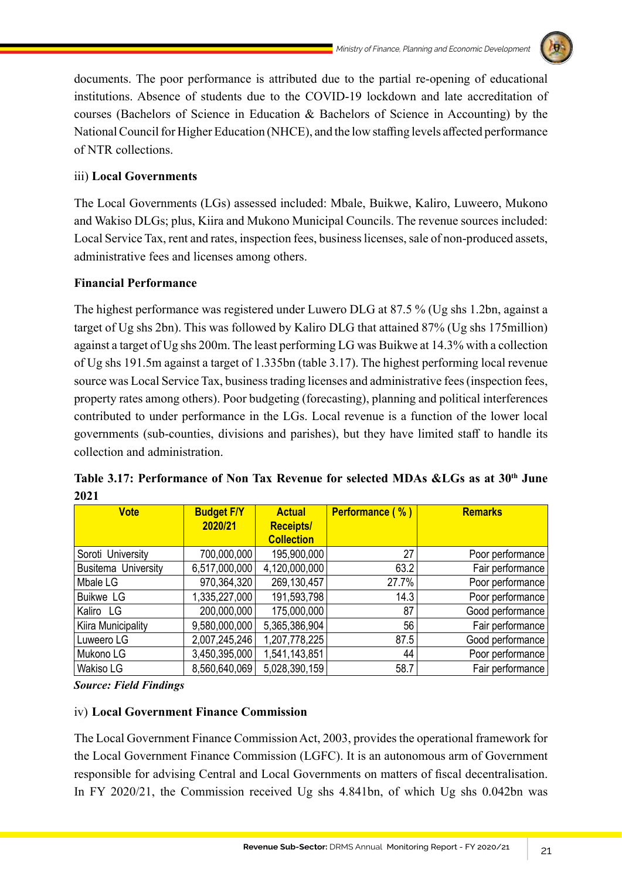documents. The poor performance is attributed due to the partial re-opening of educational institutions. Absence of students due to the COVID-19 lockdown and late accreditation of courses (Bachelors of Science in Education & Bachelors of Science in Accounting) by the National Council for Higher Education (NHCE), and the low staffing levels affected performance of NTR collections.

iii) **Local Governments**

The Local Governments (LGs) assessed included: Mbale, Buikwe, Kaliro, Luweero, Mukono and Wakiso DLGs; plus, Kiira and Mukono Municipal Councils. The revenue sources included: Local Service Tax, rent and rates, inspection fees, business licenses, sale of non-produced assets, administrative fees and licenses among others.

**Financial Performance**

The highest performance was registered under Luwero DLG at 87.5 % (Ug shs 1.2bn, against a target of Ug shs 2bn). This was followed by Kaliro DLG that attained 87% (Ug shs 175million) against a target of Ug shs 200m. The least performing LG was Buikwe at 14.3% with a collection of Ug shs 191.5m against a target of 1.335bn (table 3.17). The highest performing local revenue source was Local Service Tax, business trading licenses and administrative fees (inspection fees, property rates among others). Poor budgeting (forecasting), planning and political interferences contributed to under performance in the LGs. Local revenue is a function of the lower local governments (sub-counties, divisions and parishes), but they have limited staff to handle its collection and administration.

**Table 3.17: Performance of Non Tax Revenue for selected MDAs &LGs as at 30th June 2021**

| Vote | Budget F/Y 2020/21 | Actual Receipts/ Collection | Performance ( % ) | Remarks |
|---|---|---|---|---|
| Soroti University | 700,000,000 | 195,900,000 | 27 | Poor performance |
| Busitema University | 6,517,000,000 | 4,120,000,000 | 63.2 | Fair performance |
| Mbale LG | 970,364,320 | 269,130,457 | 27.7% | Poor performance |
| Buikwe LG | 1,335,227,000 | 191,593,798 | 14.3 | Poor performance |
| Kaliro LG | 200,000,000 | 175,000,000 | 87 | Good performance |
| Kiira Municipality | 9,580,000,000 | 5,365,386,904 | 56 | Fair performance |
| Luweero LG | 2,007,245,246 | 1,207,778,225 | 87.5 | Good performance |
| Mukono LG | 3,450,395,000 | 1,541,143,851 | 44 | Poor performance |
| Wakiso LG | 8,560,640,069 | 5,028,390,159 | 58.7 | Fair performance |

***Source: Field Findings***

iv) **Local Government Finance Commission**

The Local Government Finance Commission Act, 2003, provides the operational framework for the Local Government Finance Commission (LGFC). It is an autonomous arm of Government responsible for advising Central and Local Governments on matters of fiscal decentralisation. In FY 2020/21, the Commission received Ug shs 4.841bn, of which Ug shs 0.042bn was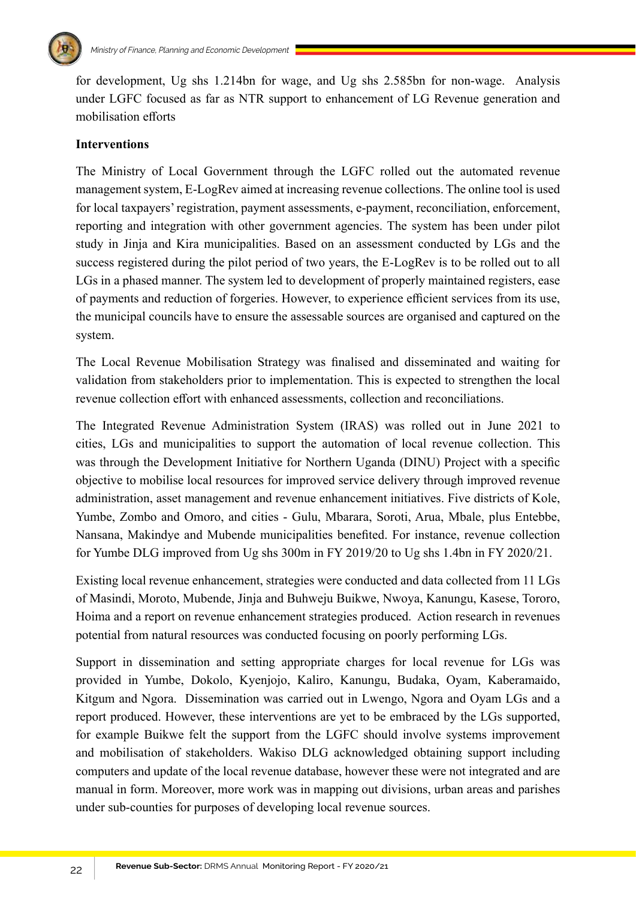for development, Ug shs 1.214bn for wage, and Ug shs 2.585bn for non-wage. Analysis under LGFC focused as far as NTR support to enhancement of LG Revenue generation and mobilisation efforts

**Interventions**

The Ministry of Local Government through the LGFC rolled out the automated revenue management system, E-LogRev aimed at increasing revenue collections. The online tool is used for local taxpayers' registration, payment assessments, e-payment, reconciliation, enforcement, reporting and integration with other government agencies. The system has been under pilot study in Jinja and Kira municipalities. Based on an assessment conducted by LGs and the success registered during the pilot period of two years, the E-LogRev is to be rolled out to all LGs in a phased manner. The system led to development of properly maintained registers, ease of payments and reduction of forgeries. However, to experience efficient services from its use, the municipal councils have to ensure the assessable sources are organised and captured on the system.

The Local Revenue Mobilisation Strategy was finalised and disseminated and waiting for validation from stakeholders prior to implementation. This is expected to strengthen the local revenue collection effort with enhanced assessments, collection and reconciliations.

The Integrated Revenue Administration System (IRAS) was rolled out in June 2021 to cities, LGs and municipalities to support the automation of local revenue collection. This was through the Development Initiative for Northern Uganda (DINU) Project with a specific objective to mobilise local resources for improved service delivery through improved revenue administration, asset management and revenue enhancement initiatives. Five districts of Kole, Yumbe, Zombo and Omoro, and cities - Gulu, Mbarara, Soroti, Arua, Mbale, plus Entebbe, Nansana, Makindye and Mubende municipalities benefited. For instance, revenue collection for Yumbe DLG improved from Ug shs 300m in FY 2019/20 to Ug shs 1.4bn in FY 2020/21.

Existing local revenue enhancement, strategies were conducted and data collected from 11 LGs of Masindi, Moroto, Mubende, Jinja and Buhweju Buikwe, Nwoya, Kanungu, Kasese, Tororo, Hoima and a report on revenue enhancement strategies produced. Action research in revenues potential from natural resources was conducted focusing on poorly performing LGs.

Support in dissemination and setting appropriate charges for local revenue for LGs was provided in Yumbe, Dokolo, Kyenjojo, Kaliro, Kanungu, Budaka, Oyam, Kaberamaido, Kitgum and Ngora. Dissemination was carried out in Lwengo, Ngora and Oyam LGs and a report produced. However, these interventions are yet to be embraced by the LGs supported, for example Buikwe felt the support from the LGFC should involve systems improvement and mobilisation of stakeholders. Wakiso DLG acknowledged obtaining support including computers and update of the local revenue database, however these were not integrated and are manual in form. Moreover, more work was in mapping out divisions, urban areas and parishes under sub-counties for purposes of developing local revenue sources.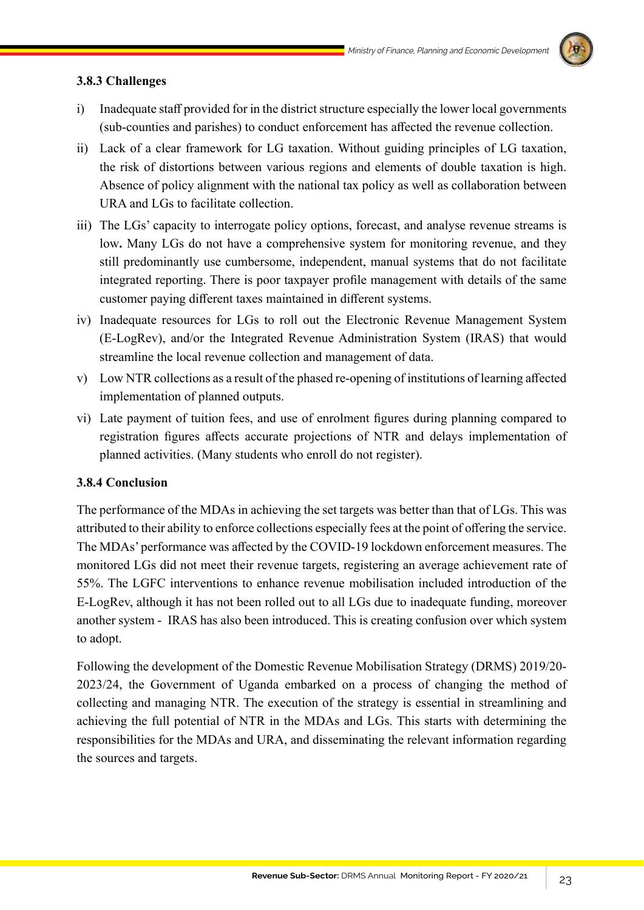### 3.8.3 Challenges

i) Inadequate staff provided for in the district structure especially the lower local governments (sub-counties and parishes) to conduct enforcement has affected the revenue collection.

ii) Lack of a clear framework for LG taxation. Without guiding principles of LG taxation, the risk of distortions between various regions and elements of double taxation is high. Absence of policy alignment with the national tax policy as well as collaboration between URA and LGs to facilitate collection.

iii) The LGs' capacity to interrogate policy options, forecast, and analyse revenue streams is low**.** Many LGs do not have a comprehensive system for monitoring revenue, and they still predominantly use cumbersome, independent, manual systems that do not facilitate integrated reporting. There is poor taxpayer profile management with details of the same customer paying different taxes maintained in different systems.

iv) Inadequate resources for LGs to roll out the Electronic Revenue Management System (E-LogRev), and/or the Integrated Revenue Administration System (IRAS) that would streamline the local revenue collection and management of data.

v) Low NTR collections as a result of the phased re-opening of institutions of learning affected implementation of planned outputs.

vi) Late payment of tuition fees, and use of enrolment figures during planning compared to registration figures affects accurate projections of NTR and delays implementation of planned activities. (Many students who enroll do not register).

### 3.8.4 Conclusion

The performance of the MDAs in achieving the set targets was better than that of LGs. This was attributed to their ability to enforce collections especially fees at the point of offering the service. The MDAs' performance was affected by the COVID-19 lockdown enforcement measures. The monitored LGs did not meet their revenue targets, registering an average achievement rate of 55%. The LGFC interventions to enhance revenue mobilisation included introduction of the E-LogRev, although it has not been rolled out to all LGs due to inadequate funding, moreover another system - IRAS has also been introduced. This is creating confusion over which system to adopt.

Following the development of the Domestic Revenue Mobilisation Strategy (DRMS) 2019/20-2023/24, the Government of Uganda embarked on a process of changing the method of collecting and managing NTR. The execution of the strategy is essential in streamlining and achieving the full potential of NTR in the MDAs and LGs. This starts with determining the responsibilities for the MDAs and URA, and disseminating the relevant information regarding the sources and targets.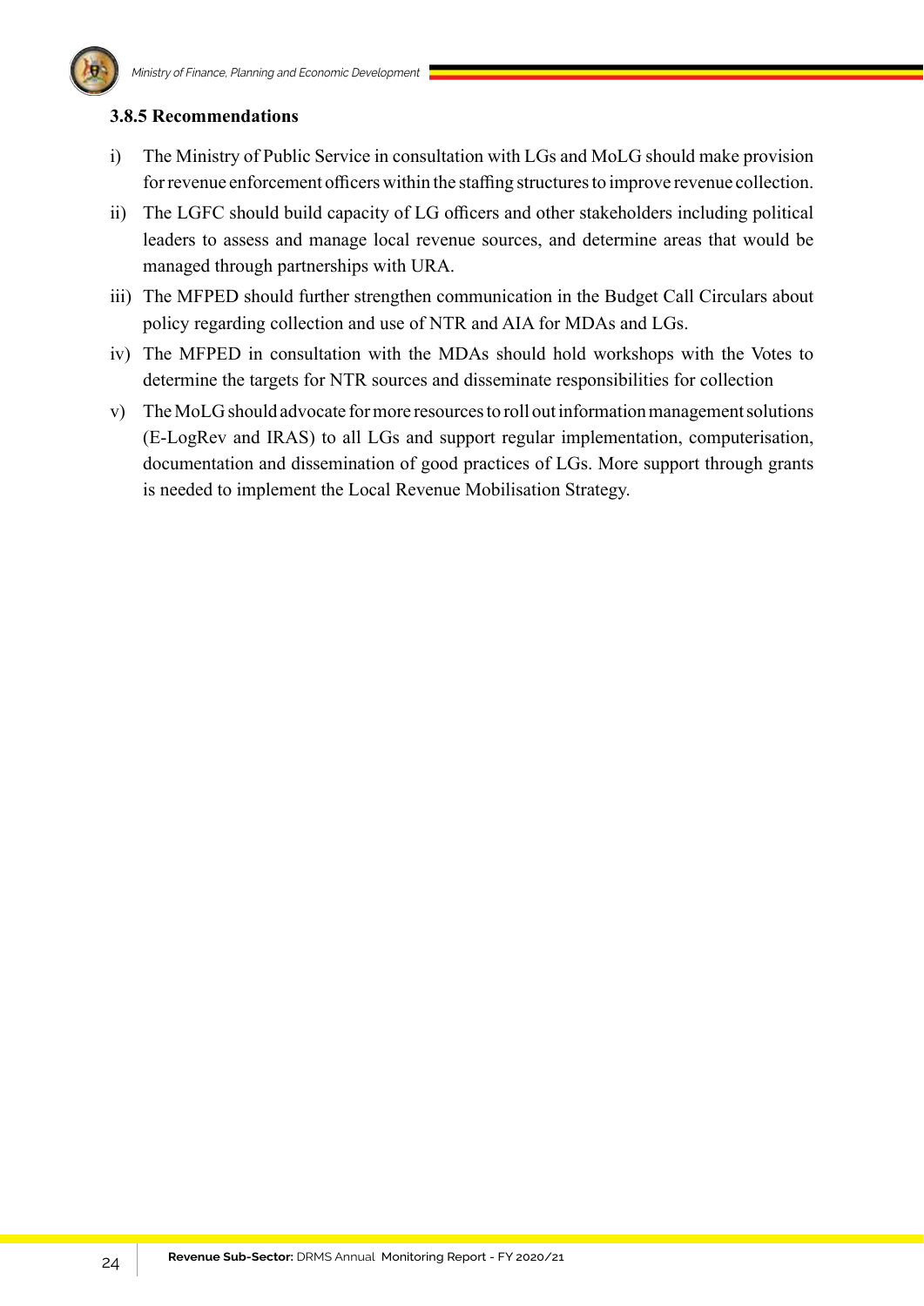### 3.8.5 Recommendations

i) The Ministry of Public Service in consultation with LGs and MoLG should make provision for revenue enforcement officers within the staffing structures to improve revenue collection.

ii) The LGFC should build capacity of LG officers and other stakeholders including political leaders to assess and manage local revenue sources, and determine areas that would be managed through partnerships with URA.

iii) The MFPED should further strengthen communication in the Budget Call Circulars about policy regarding collection and use of NTR and AIA for MDAs and LGs.

iv) The MFPED in consultation with the MDAs should hold workshops with the Votes to determine the targets for NTR sources and disseminate responsibilities for collection

v) The MoLG should advocate for more resources to roll out information management solutions (E-LogRev and IRAS) to all LGs and support regular implementation, computerisation, documentation and dissemination of good practices of LGs. More support through grants is needed to implement the Local Revenue Mobilisation Strategy.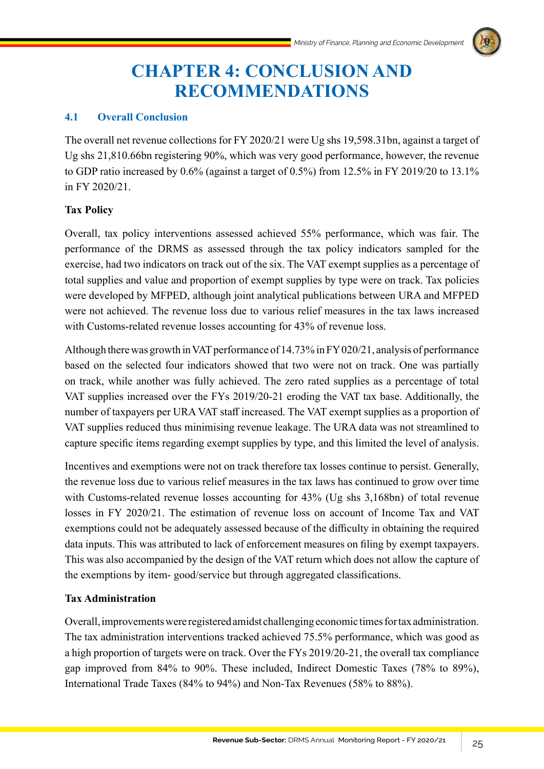# CHAPTER 4: CONCLUSION AND RECOMMENDATIONS

## 4.1 Overall Conclusion

The overall net revenue collections for FY 2020/21 were Ug shs 19,598.31bn, against a target of Ug shs 21,810.66bn registering 90%, which was very good performance, however, the revenue to GDP ratio increased by 0.6% (against a target of 0.5%) from 12.5% in FY 2019/20 to 13.1% in FY 2020/21.

**Tax Policy**

Overall, tax policy interventions assessed achieved 55% performance, which was fair. The performance of the DRMS as assessed through the tax policy indicators sampled for the exercise, had two indicators on track out of the six. The VAT exempt supplies as a percentage of total supplies and value and proportion of exempt supplies by type were on track. Tax policies were developed by MFPED, although joint analytical publications between URA and MFPED were not achieved. The revenue loss due to various relief measures in the tax laws increased with Customs-related revenue losses accounting for 43% of revenue loss.

Although there was growth in VAT performance of 14.73% in FY 020/21, analysis of performance based on the selected four indicators showed that two were not on track. One was partially on track, while another was fully achieved. The zero rated supplies as a percentage of total VAT supplies increased over the FYs 2019/20-21 eroding the VAT tax base. Additionally, the number of taxpayers per URA VAT staff increased. The VAT exempt supplies as a proportion of VAT supplies reduced thus minimising revenue leakage. The URA data was not streamlined to capture specific items regarding exempt supplies by type, and this limited the level of analysis.

Incentives and exemptions were not on track therefore tax losses continue to persist. Generally, the revenue loss due to various relief measures in the tax laws has continued to grow over time with Customs-related revenue losses accounting for 43% (Ug shs 3,168bn) of total revenue losses in FY 2020/21. The estimation of revenue loss on account of Income Tax and VAT exemptions could not be adequately assessed because of the difficulty in obtaining the required data inputs. This was attributed to lack of enforcement measures on filing by exempt taxpayers. This was also accompanied by the design of the VAT return which does not allow the capture of the exemptions by item- good/service but through aggregated classifications.

**Tax Administration**

Overall, improvements were registered amidst challenging economic times for tax administration. The tax administration interventions tracked achieved 75.5% performance, which was good as a high proportion of targets were on track. Over the FYs 2019/20-21, the overall tax compliance gap improved from 84% to 90%. These included, Indirect Domestic Taxes (78% to 89%), International Trade Taxes (84% to 94%) and Non-Tax Revenues (58% to 88%).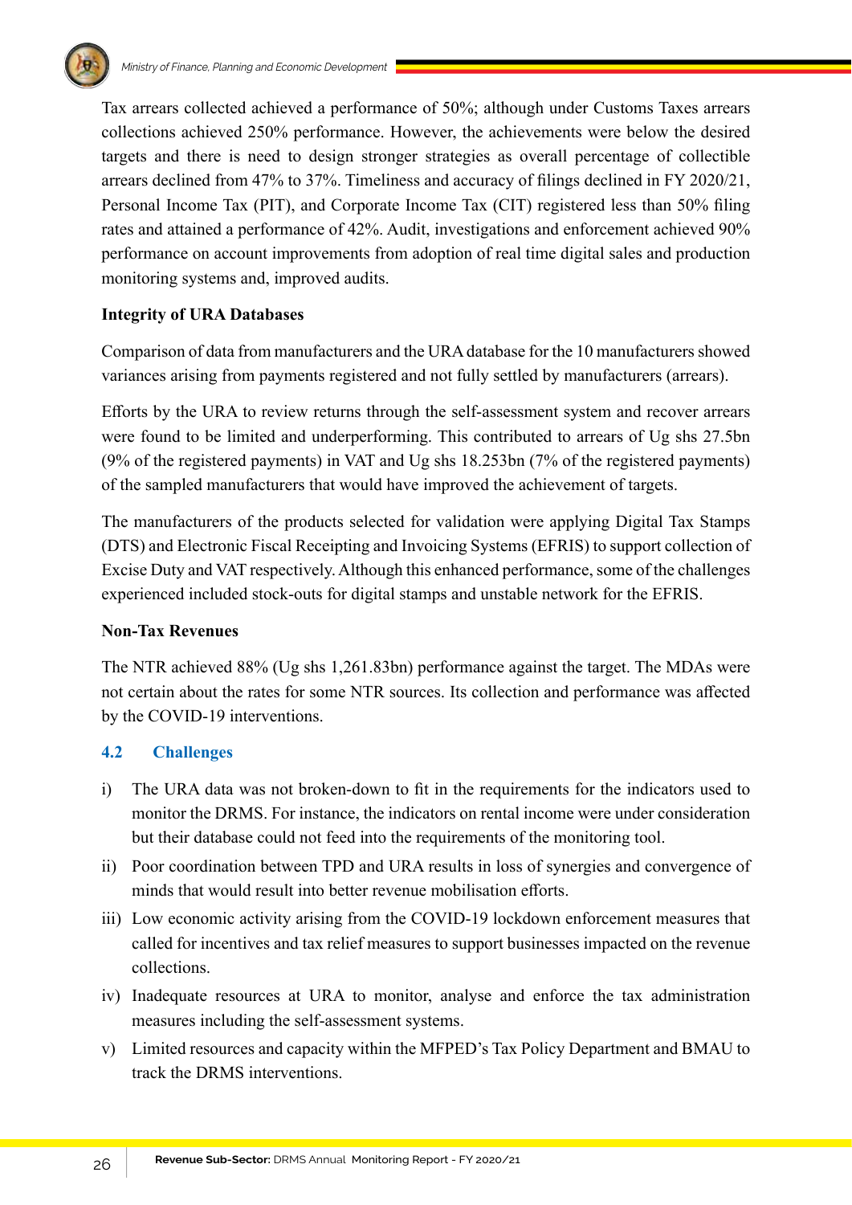Tax arrears collected achieved a performance of 50%; although under Customs Taxes arrears collections achieved 250% performance. However, the achievements were below the desired targets and there is need to design stronger strategies as overall percentage of collectible arrears declined from 47% to 37%. Timeliness and accuracy of filings declined in FY 2020/21, Personal Income Tax (PIT), and Corporate Income Tax (CIT) registered less than 50% filing rates and attained a performance of 42%. Audit, investigations and enforcement achieved 90% performance on account improvements from adoption of real time digital sales and production monitoring systems and, improved audits.

**Integrity of URA Databases**

Comparison of data from manufacturers and the URA database for the 10 manufacturers showed variances arising from payments registered and not fully settled by manufacturers (arrears).

Efforts by the URA to review returns through the self-assessment system and recover arrears were found to be limited and underperforming. This contributed to arrears of Ug shs 27.5bn (9% of the registered payments) in VAT and Ug shs 18.253bn (7% of the registered payments) of the sampled manufacturers that would have improved the achievement of targets.

The manufacturers of the products selected for validation were applying Digital Tax Stamps (DTS) and Electronic Fiscal Receipting and Invoicing Systems (EFRIS) to support collection of Excise Duty and VAT respectively. Although this enhanced performance, some of the challenges experienced included stock-outs for digital stamps and unstable network for the EFRIS.

**Non-Tax Revenues**

The NTR achieved 88% (Ug shs 1,261.83bn) performance against the target. The MDAs were not certain about the rates for some NTR sources. Its collection and performance was affected by the COVID-19 interventions.

## 4.2 Challenges

i) The URA data was not broken-down to fit in the requirements for the indicators used to monitor the DRMS. For instance, the indicators on rental income were under consideration but their database could not feed into the requirements of the monitoring tool.

ii) Poor coordination between TPD and URA results in loss of synergies and convergence of minds that would result into better revenue mobilisation efforts.

iii) Low economic activity arising from the COVID-19 lockdown enforcement measures that called for incentives and tax relief measures to support businesses impacted on the revenue collections.

iv) Inadequate resources at URA to monitor, analyse and enforce the tax administration measures including the self-assessment systems.

v) Limited resources and capacity within the MFPED's Tax Policy Department and BMAU to track the DRMS interventions.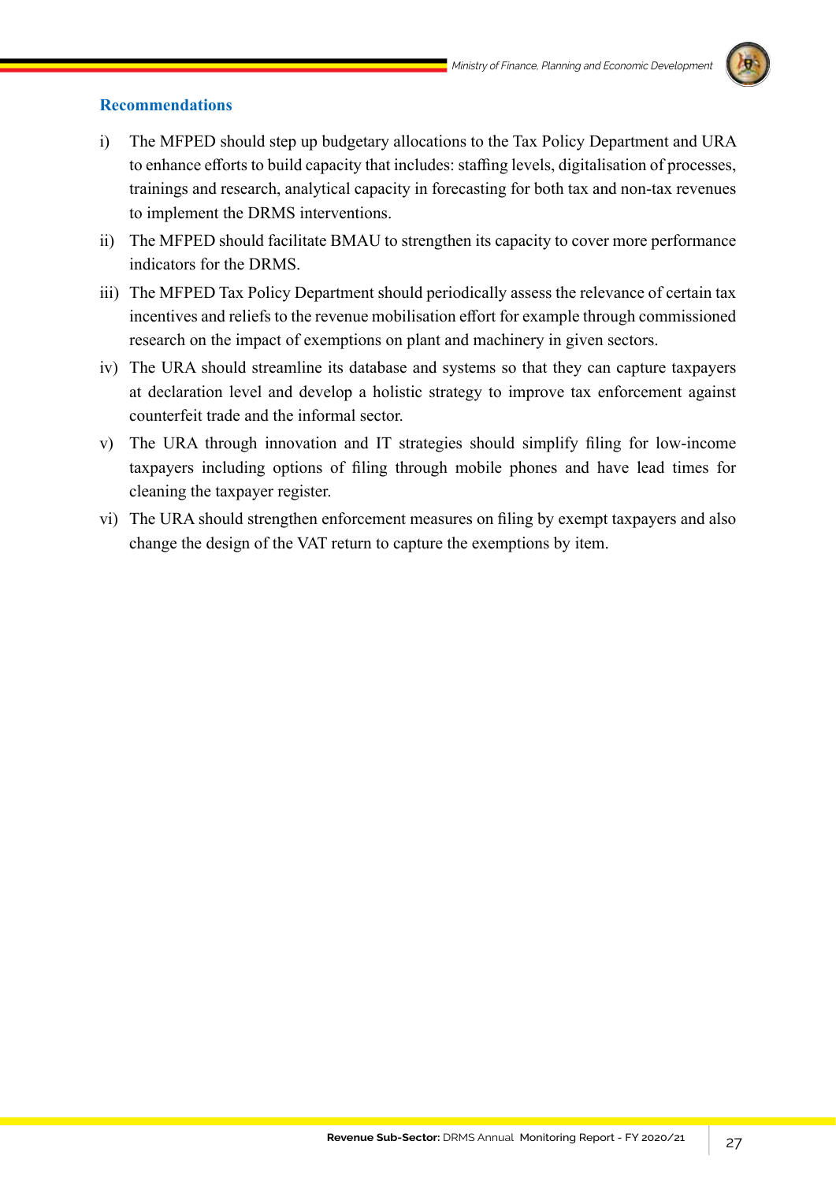### Recommendations

i) The MFPED should step up budgetary allocations to the Tax Policy Department and URA to enhance efforts to build capacity that includes: staffing levels, digitalisation of processes, trainings and research, analytical capacity in forecasting for both tax and non-tax revenues to implement the DRMS interventions.

ii) The MFPED should facilitate BMAU to strengthen its capacity to cover more performance indicators for the DRMS.

iii) The MFPED Tax Policy Department should periodically assess the relevance of certain tax incentives and reliefs to the revenue mobilisation effort for example through commissioned research on the impact of exemptions on plant and machinery in given sectors.

iv) The URA should streamline its database and systems so that they can capture taxpayers at declaration level and develop a holistic strategy to improve tax enforcement against counterfeit trade and the informal sector.

v) The URA through innovation and IT strategies should simplify filing for low-income taxpayers including options of filing through mobile phones and have lead times for cleaning the taxpayer register.

vi) The URA should strengthen enforcement measures on filing by exempt taxpayers and also change the design of the VAT return to capture the exemptions by item.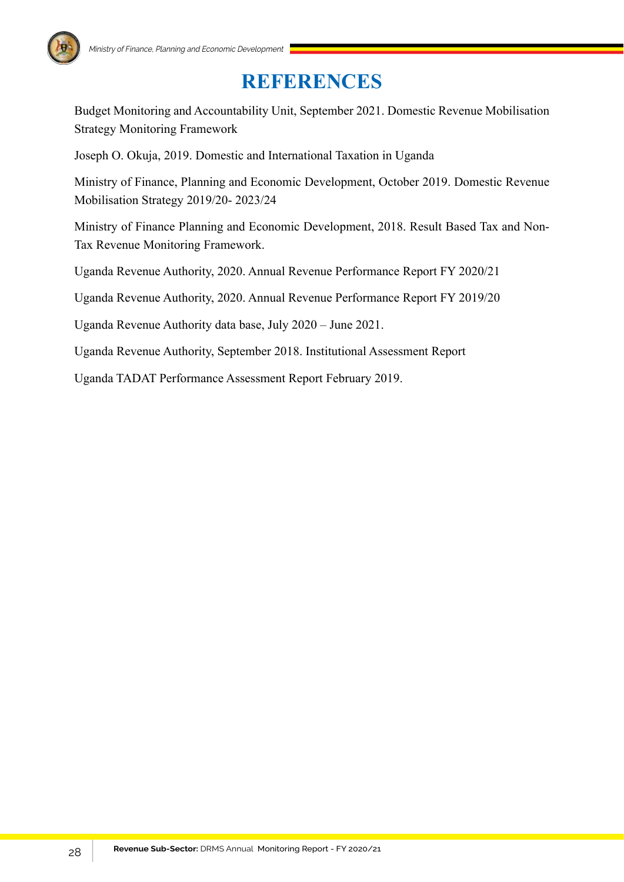# REFERENCES

Budget Monitoring and Accountability Unit, September 2021. Domestic Revenue Mobilisation Strategy Monitoring Framework

Joseph O. Okuja, 2019. Domestic and International Taxation in Uganda

Ministry of Finance, Planning and Economic Development, October 2019. Domestic Revenue Mobilisation Strategy 2019/20- 2023/24

Ministry of Finance Planning and Economic Development, 2018. Result Based Tax and Non-Tax Revenue Monitoring Framework.

Uganda Revenue Authority, 2020. Annual Revenue Performance Report FY 2020/21

Uganda Revenue Authority, 2020. Annual Revenue Performance Report FY 2019/20

Uganda Revenue Authority data base, July 2020 – June 2021.

Uganda Revenue Authority, September 2018. Institutional Assessment Report

Uganda TADAT Performance Assessment Report February 2019.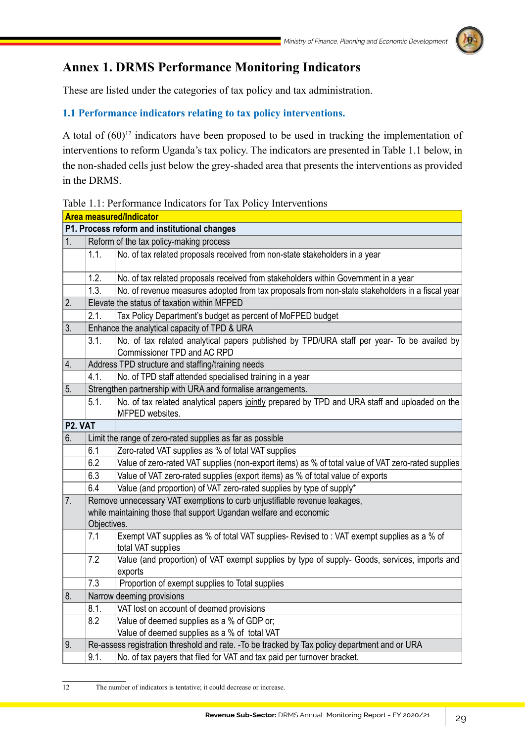# Annex 1. DRMS Performance Monitoring Indicators

These are listed under the categories of tax policy and tax administration.

## 1.1 Performance indicators relating to tax policy interventions.

A total of (60)[12] indicators have been proposed to be used in tracking the implementation of interventions to reform Uganda's tax policy. The indicators are presented in Table 1.1 below, in the non-shaded cells just below the grey-shaded area that presents the interventions as provided in the DRMS.

Table 1.1: Performance Indicators for Tax Policy Interventions

| Area measured/Indicator | | |
|---|---|---|
| **P1. Process reform and institutional changes** | | |
| 1. | Reform of the tax policy-making process | |
| | 1.1. | No. of tax related proposals received from non-state stakeholders in a year |
| | 1.2. | No. of tax related proposals received from stakeholders within Government in a year |
| | 1.3. | No. of revenue measures adopted from tax proposals from non-state stakeholders in a fiscal year |
| 2. | Elevate the status of taxation within MFPED | |
| | 2.1. | Tax Policy Department's budget as percent of MoFPED budget |
| 3. | Enhance the analytical capacity of TPD & URA | |
| | 3.1. | No. of tax related analytical papers published by TPD/URA staff per year- To be availed by Commissioner TPD and AC RPD |
| 4. | Address TPD structure and staffing/training needs | |
| | 4.1. | No. of TPD staff attended specialised training in a year |
| 5. | Strengthen partnership with URA and formalise arrangements. | |
| | 5.1. | No. of tax related analytical papers jointly prepared by TPD and URA staff and uploaded on the MFPED websites. |
| **P2. VAT** | | |
| 6. | Limit the range of zero-rated supplies as far as possible | |
| | 6.1 | Zero-rated VAT supplies as % of total VAT supplies |
| | 6.2 | Value of zero-rated VAT supplies (non-export items) as % of total value of VAT zero-rated supplies |
| | 6.3 | Value of VAT zero-rated supplies (export items) as % of total value of exports |
| | 6.4 | Value (and proportion) of VAT zero-rated supplies by type of supply* |
| 7. | Remove unnecessary VAT exemptions to curb unjustifiable revenue leakages, while maintaining those that support Ugandan welfare and economic Objectives. | |
| | 7.1 | Exempt VAT supplies as % of total VAT supplies- Revised to : VAT exempt supplies as a % of total VAT supplies |
| | 7.2 | Value (and proportion) of VAT exempt supplies by type of supply- Goods, services, imports and exports |
| | 7.3 | Proportion of exempt supplies to Total supplies |
| 8. | Narrow deeming provisions | |
| | 8.1. | VAT lost on account of deemed provisions |
| | 8.2 | Value of deemed supplies as a % of GDP or;<br>Value of deemed supplies as a % of total VAT |
| 9. | Re-assess registration threshold and rate. -To be tracked by Tax policy department and or URA | |
| | 9.1. | No. of tax payers that filed for VAT and tax paid per turnover bracket. |

[12] The number of indicators is tentative; it could decrease or increase.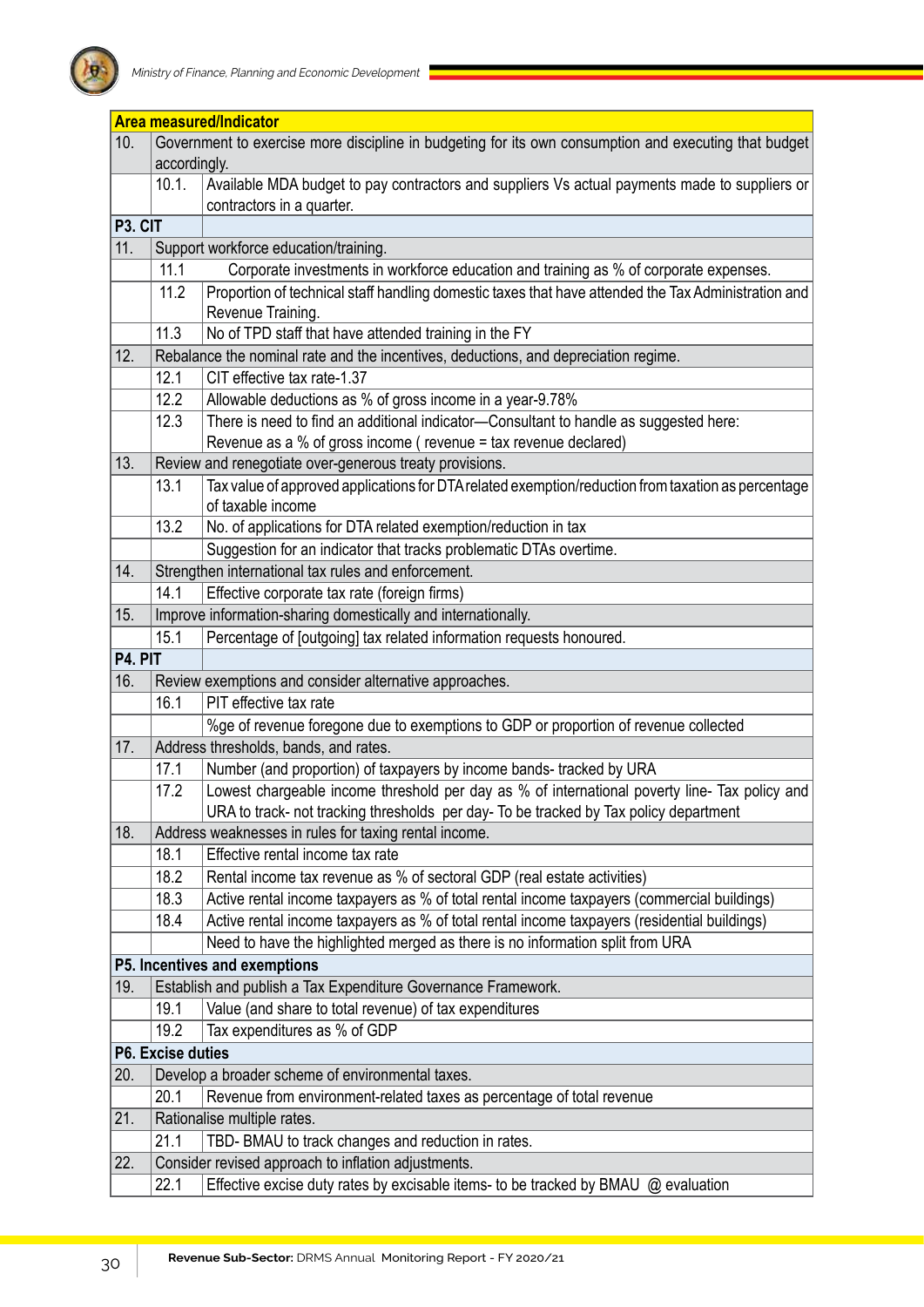| Area measured/Indicator | | |
|---|---|---|
| 10. | Government to exercise more discipline in budgeting for its own consumption and executing that budget accordingly. | |
| | 10.1. | Available MDA budget to pay contractors and suppliers Vs actual payments made to suppliers or contractors in a quarter. |
| **P3. CIT** | | |
| 11. | Support workforce education/training. | |
| | 11.1 | Corporate investments in workforce education and training as % of corporate expenses. |
| | 11.2 | Proportion of technical staff handling domestic taxes that have attended the Tax Administration and Revenue Training. |
| | 11.3 | No of TPD staff that have attended training in the FY |
| 12. | Rebalance the nominal rate and the incentives, deductions, and depreciation regime. | |
| | 12.1 | CIT effective tax rate-1.37 |
| | 12.2 | Allowable deductions as % of gross income in a year-9.78% |
| | 12.3 | There is need to find an additional indicator—Consultant to handle as suggested here: Revenue as a % of gross income ( revenue = tax revenue declared) |
| 13. | Review and renegotiate over-generous treaty provisions. | |
| | 13.1 | Tax value of approved applications for DTA related exemption/reduction from taxation as percentage of taxable income |
| | 13.2 | No. of applications for DTA related exemption/reduction in tax |
| | | Suggestion for an indicator that tracks problematic DTAs overtime. |
| 14. | Strengthen international tax rules and enforcement. | |
| | 14.1 | Effective corporate tax rate (foreign firms) |
| 15. | Improve information-sharing domestically and internationally. | |
| | 15.1 | Percentage of [outgoing] tax related information requests honoured. |
| **P4. PIT** | | |
| 16. | Review exemptions and consider alternative approaches. | |
| | 16.1 | PIT effective tax rate |
| | | %ge of revenue foregone due to exemptions to GDP or proportion of revenue collected |
| 17. | Address thresholds, bands, and rates. | |
| | 17.1 | Number (and proportion) of taxpayers by income bands- tracked by URA |
| | 17.2 | Lowest chargeable income threshold per day as % of international poverty line- Tax policy and URA to track- not tracking thresholds per day- To be tracked by Tax policy department |
| 18. | Address weaknesses in rules for taxing rental income. | |
| | 18.1 | Effective rental income tax rate |
| | 18.2 | Rental income tax revenue as % of sectoral GDP (real estate activities) |
| | 18.3 | Active rental income taxpayers as % of total rental income taxpayers (commercial buildings) |
| | 18.4 | Active rental income taxpayers as % of total rental income taxpayers (residential buildings) |
| | | Need to have the highlighted merged as there is no information split from URA |
| **P5. Incentives and exemptions** | | |
| 19. | Establish and publish a Tax Expenditure Governance Framework. | |
| | 19.1 | Value (and share to total revenue) of tax expenditures |
| | 19.2 | Tax expenditures as % of GDP |
| **P6. Excise duties** | | |
| 20. | Develop a broader scheme of environmental taxes. | |
| | 20.1 | Revenue from environment-related taxes as percentage of total revenue |
| 21. | Rationalise multiple rates. | |
| | 21.1 | TBD- BMAU to track changes and reduction in rates. |
| 22. | Consider revised approach to inflation adjustments. | |
| | 22.1 | Effective excise duty rates by excisable items- to be tracked by BMAU @ evaluation |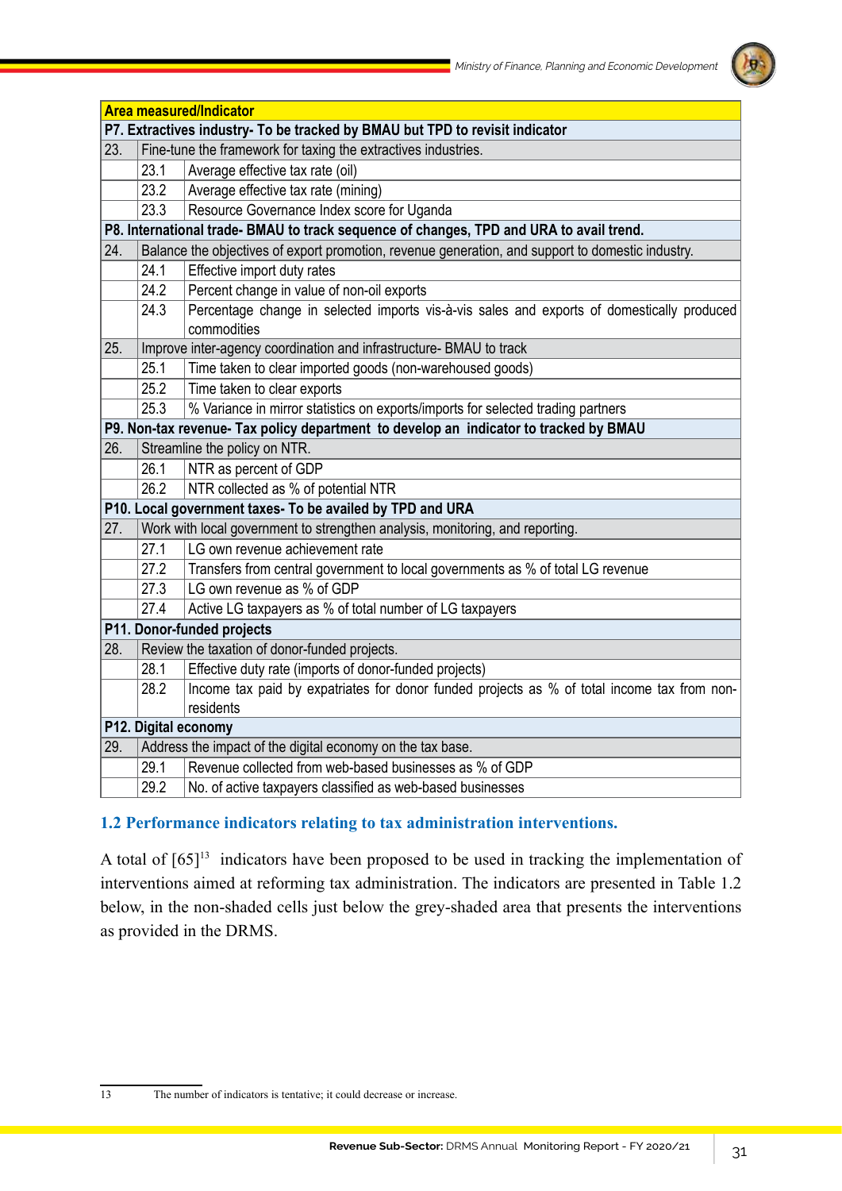| Area measured/Indicator | | |
|---|---|---|
| **P7. Extractives industry- To be tracked by BMAU but TPD to revisit indicator** | | |
| 23. | Fine-tune the framework for taxing the extractives industries. | |
| | 23.1 | Average effective tax rate (oil) |
| | 23.2 | Average effective tax rate (mining) |
| | 23.3 | Resource Governance Index score for Uganda |
| **P8. International trade- BMAU to track sequence of changes, TPD and URA to avail trend.** | | |
| 24. | Balance the objectives of export promotion, revenue generation, and support to domestic industry. | |
| | 24.1 | Effective import duty rates |
| | 24.2 | Percent change in value of non-oil exports |
| | 24.3 | Percentage change in selected imports vis-à-vis sales and exports of domestically produced commodities |
| 25. | Improve inter-agency coordination and infrastructure- BMAU to track | |
| | 25.1 | Time taken to clear imported goods (non-warehoused goods) |
| | 25.2 | Time taken to clear exports |
| | 25.3 | % Variance in mirror statistics on exports/imports for selected trading partners |
| **P9. Non-tax revenue- Tax policy department to develop an indicator to tracked by BMAU** | | |
| 26. | Streamline the policy on NTR. | |
| | 26.1 | NTR as percent of GDP |
| | 26.2 | NTR collected as % of potential NTR |
| **P10. Local government taxes- To be availed by TPD and URA** | | |
| 27. | Work with local government to strengthen analysis, monitoring, and reporting. | |
| | 27.1 | LG own revenue achievement rate |
| | 27.2 | Transfers from central government to local governments as % of total LG revenue |
| | 27.3 | LG own revenue as % of GDP |
| | 27.4 | Active LG taxpayers as % of total number of LG taxpayers |
| **P11. Donor-funded projects** | | |
| 28. | Review the taxation of donor-funded projects. | |
| | 28.1 | Effective duty rate (imports of donor-funded projects) |
| | 28.2 | Income tax paid by expatriates for donor funded projects as % of total income tax from non-residents |
| **P12. Digital economy** | | |
| 29. | Address the impact of the digital economy on the tax base. | |
| | 29.1 | Revenue collected from web-based businesses as % of GDP |
| | 29.2 | No. of active taxpayers classified as web-based businesses |

### 1.2 Performance indicators relating to tax administration interventions.

A total of [65][13] indicators have been proposed to be used in tracking the implementation of interventions aimed at reforming tax administration. The indicators are presented in Table 1.2 below, in the non-shaded cells just below the grey-shaded area that presents the interventions as provided in the DRMS.

13 The number of indicators is tentative; it could decrease or increase.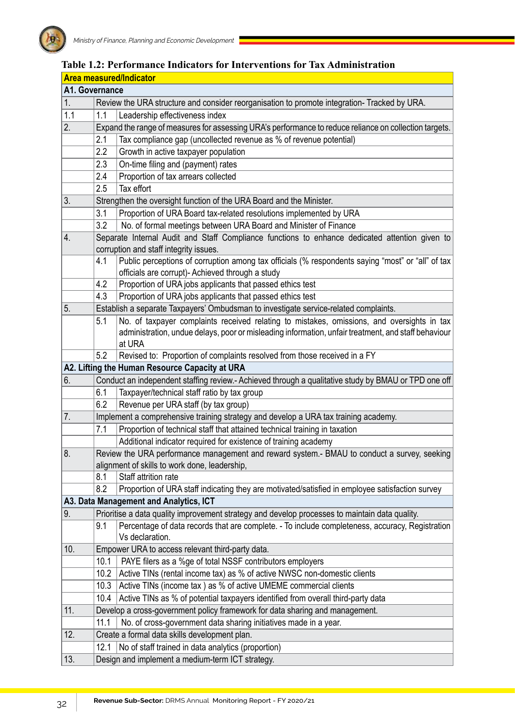**Table 1.2: Performance Indicators for Interventions for Tax Administration**

| Area measured/Indicator | | |
|---|---|---|
| **A1. Governance** | | |
| 1. | Review the URA structure and consider reorganisation to promote integration- Tracked by URA. | |
| 1.1 | 1.1 | Leadership effectiveness index |
| 2. | Expand the range of measures for assessing URA's performance to reduce reliance on collection targets. | |
| | 2.1 | Tax compliance gap (uncollected revenue as % of revenue potential) |
| | 2.2 | Growth in active taxpayer population |
| | 2.3 | On-time filing and (payment) rates |
| | 2.4 | Proportion of tax arrears collected |
| | 2.5 | Tax effort |
| 3. | Strengthen the oversight function of the URA Board and the Minister. | |
| | 3.1 | Proportion of URA Board tax-related resolutions implemented by URA |
| | 3.2 | No. of formal meetings between URA Board and Minister of Finance |
| 4. | Separate Internal Audit and Staff Compliance functions to enhance dedicated attention given to corruption and staff integrity issues. | |
| | 4.1 | Public perceptions of corruption among tax officials (% respondents saying "most" or "all" of tax officials are corrupt)- Achieved through a study |
| | 4.2 | Proportion of URA jobs applicants that passed ethics test |
| | 4.3 | Proportion of URA jobs applicants that passed ethics test |
| 5. | Establish a separate Taxpayers' Ombudsman to investigate service-related complaints. | |
| | 5.1 | No. of taxpayer complaints received relating to mistakes, omissions, and oversights in tax administration, undue delays, poor or misleading information, unfair treatment, and staff behaviour at URA |
| | 5.2 | Revised to: Proportion of complaints resolved from those received in a FY |
| **A2. Lifting the Human Resource Capacity at URA** | | |
| 6. | Conduct an independent staffing review.- Achieved through a qualitative study by BMAU or TPD one off | |
| | 6.1 | Taxpayer/technical staff ratio by tax group |
| | 6.2 | Revenue per URA staff (by tax group) |
| 7. | Implement a comprehensive training strategy and develop a URA tax training academy. | |
| | 7.1 | Proportion of technical staff that attained technical training in taxation |
| | | Additional indicator required for existence of training academy |
| 8. | Review the URA performance management and reward system.- BMAU to conduct a survey, seeking alignment of skills to work done, leadership, | |
| | 8.1 | Staff attrition rate |
| | 8.2 | Proportion of URA staff indicating they are motivated/satisfied in employee satisfaction survey |
| **A3. Data Management and Analytics, ICT** | | |
| 9. | Prioritise a data quality improvement strategy and develop processes to maintain data quality. | |
| | 9.1 | Percentage of data records that are complete. - To include completeness, accuracy, Registration Vs declaration. |
| 10. | Empower URA to access relevant third-party data. | |
| | 10.1 | PAYE filers as a %ge of total NSSF contributors employers |
| | 10.2 | Active TINs (rental income tax) as % of active NWSC non-domestic clients |
| | 10.3 | Active TINs (income tax ) as % of active UMEME commercial clients |
| | 10.4 | Active TINs as % of potential taxpayers identified from overall third-party data |
| 11. | Develop a cross-government policy framework for data sharing and management. | |
| | 11.1 | No. of cross-government data sharing initiatives made in a year. |
| 12. | Create a formal data skills development plan. | |
| | 12.1 | No of staff trained in data analytics (proportion) |
| 13. | Design and implement a medium-term ICT strategy. | |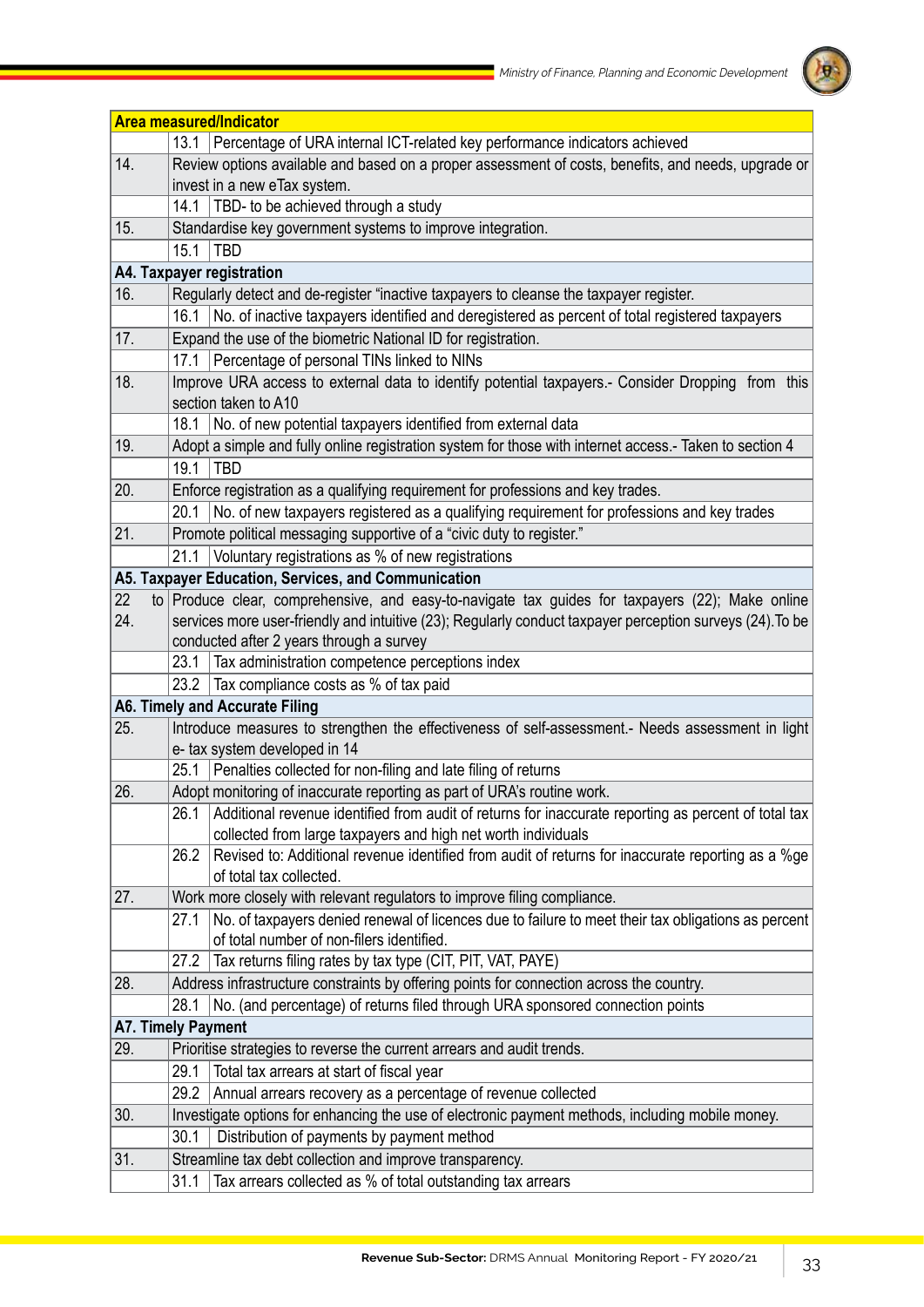| Area measured/Indicator | | |
|---|---|---|
| | 13.1 | Percentage of URA internal ICT-related key performance indicators achieved |
| 14. | Review options available and based on a proper assessment of costs, benefits, and needs, upgrade or invest in a new eTax system. | |
| | 14.1 | TBD- to be achieved through a study |
| 15. | Standardise key government systems to improve integration. | |
| | 15.1 | TBD |
| **A4. Taxpayer registration** | | |
| 16. | Regularly detect and de-register "inactive taxpayers to cleanse the taxpayer register. | |
| | 16.1 | No. of inactive taxpayers identified and deregistered as percent of total registered taxpayers |
| 17. | Expand the use of the biometric National ID for registration. | |
| | 17.1 | Percentage of personal TINs linked to NINs |
| 18. | Improve URA access to external data to identify potential taxpayers.- Consider Dropping from this section taken to A10 | |
| | 18.1 | No. of new potential taxpayers identified from external data |
| 19. | Adopt a simple and fully online registration system for those with internet access.- Taken to section 4 | |
| | 19.1 | TBD |
| 20. | Enforce registration as a qualifying requirement for professions and key trades. | |
| | 20.1 | No. of new taxpayers registered as a qualifying requirement for professions and key trades |
| 21. | Promote political messaging supportive of a "civic duty to register." | |
| | 21.1 | Voluntary registrations as % of new registrations |
| **A5. Taxpayer Education, Services, and Communication** | | |
| 22 to 24. | Produce clear, comprehensive, and easy-to-navigate tax guides for taxpayers (22); Make online services more user-friendly and intuitive (23); Regularly conduct taxpayer perception surveys (24).To be conducted after 2 years through a survey | |
| | 23.1 | Tax administration competence perceptions index |
| | 23.2 | Tax compliance costs as % of tax paid |
| **A6. Timely and Accurate Filing** | | |
| 25. | Introduce measures to strengthen the effectiveness of self-assessment.- Needs assessment in light e- tax system developed in 14 | |
| | 25.1 | Penalties collected for non-filing and late filing of returns |
| 26. | Adopt monitoring of inaccurate reporting as part of URA's routine work. | |
| | 26.1 | Additional revenue identified from audit of returns for inaccurate reporting as percent of total tax collected from large taxpayers and high net worth individuals |
| | 26.2 | Revised to: Additional revenue identified from audit of returns for inaccurate reporting as a %ge of total tax collected. |
| 27. | Work more closely with relevant regulators to improve filing compliance. | |
| | 27.1 | No. of taxpayers denied renewal of licences due to failure to meet their tax obligations as percent of total number of non-filers identified. |
| | 27.2 | Tax returns filing rates by tax type (CIT, PIT, VAT, PAYE) |
| 28. | Address infrastructure constraints by offering points for connection across the country. | |
| | 28.1 | No. (and percentage) of returns filed through URA sponsored connection points |
| **A7. Timely Payment** | | |
| 29. | Prioritise strategies to reverse the current arrears and audit trends. | |
| | 29.1 | Total tax arrears at start of fiscal year |
| | 29.2 | Annual arrears recovery as a percentage of revenue collected |
| 30. | Investigate options for enhancing the use of electronic payment methods, including mobile money. | |
| | 30.1 | Distribution of payments by payment method |
| 31. | Streamline tax debt collection and improve transparency. | |
| | 31.1 | Tax arrears collected as % of total outstanding tax arrears |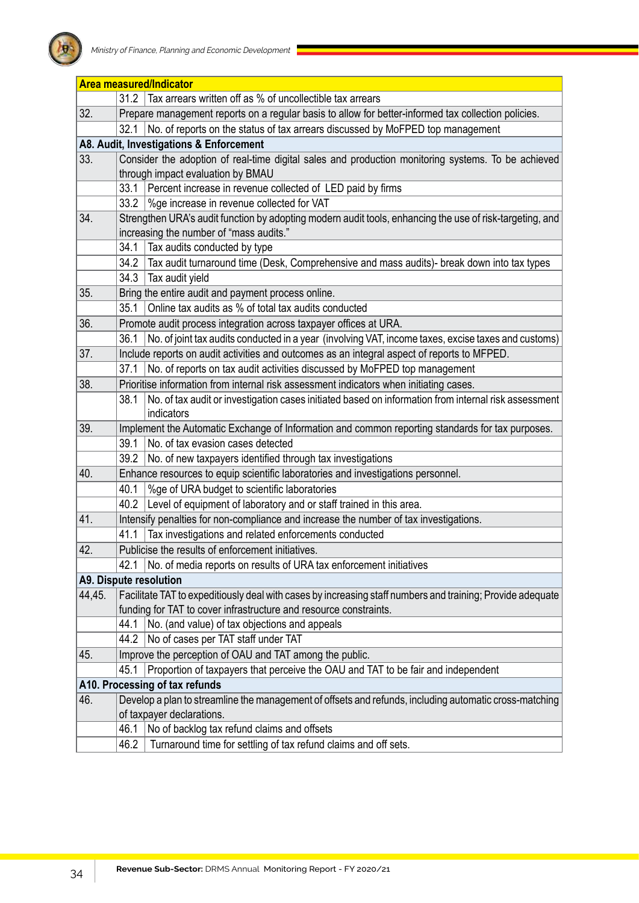| Area measured/Indicator | | |
|---|---|---|
| | 31.2 | Tax arrears written off as % of uncollectible tax arrears |
| 32. | Prepare management reports on a regular basis to allow for better-informed tax collection policies. | |
| | 32.1 | No. of reports on the status of tax arrears discussed by MoFPED top management |
| **A8. Audit, Investigations & Enforcement** | | |
| 33. | Consider the adoption of real-time digital sales and production monitoring systems. To be achieved through impact evaluation by BMAU | |
| | 33.1 | Percent increase in revenue collected of LED paid by firms |
| | 33.2 | %ge increase in revenue collected for VAT |
| 34. | Strengthen URA's audit function by adopting modern audit tools, enhancing the use of risk-targeting, and increasing the number of "mass audits." | |
| | 34.1 | Tax audits conducted by type |
| | 34.2 | Tax audit turnaround time (Desk, Comprehensive and mass audits)- break down into tax types |
| | 34.3 | Tax audit yield |
| 35. | Bring the entire audit and payment process online. | |
| | 35.1 | Online tax audits as % of total tax audits conducted |
| 36. | Promote audit process integration across taxpayer offices at URA. | |
| | 36.1 | No. of joint tax audits conducted in a year (involving VAT, income taxes, excise taxes and customs) |
| 37. | Include reports on audit activities and outcomes as an integral aspect of reports to MFPED. | |
| | 37.1 | No. of reports on tax audit activities discussed by MoFPED top management |
| 38. | Prioritise information from internal risk assessment indicators when initiating cases. | |
| | 38.1 | No. of tax audit or investigation cases initiated based on information from internal risk assessment indicators |
| 39. | Implement the Automatic Exchange of Information and common reporting standards for tax purposes. | |
| | 39.1 | No. of tax evasion cases detected |
| | 39.2 | No. of new taxpayers identified through tax investigations |
| 40. | Enhance resources to equip scientific laboratories and investigations personnel. | |
| | 40.1 | %ge of URA budget to scientific laboratories |
| | 40.2 | Level of equipment of laboratory and or staff trained in this area. |
| 41. | Intensify penalties for non-compliance and increase the number of tax investigations. | |
| | 41.1 | Tax investigations and related enforcements conducted |
| 42. | Publicise the results of enforcement initiatives. | |
| | 42.1 | No. of media reports on results of URA tax enforcement initiatives |
| **A9. Dispute resolution** | | |
| 44,45. | Facilitate TAT to expeditiously deal with cases by increasing staff numbers and training; Provide adequate funding for TAT to cover infrastructure and resource constraints. | |
| | 44.1 | No. (and value) of tax objections and appeals |
| | 44.2 | No of cases per TAT staff under TAT |
| 45. | Improve the perception of OAU and TAT among the public. | |
| | 45.1 | Proportion of taxpayers that perceive the OAU and TAT to be fair and independent |
| **A10. Processing of tax refunds** | | |
| 46. | Develop a plan to streamline the management of offsets and refunds, including automatic cross-matching of taxpayer declarations. | |
| | 46.1 | No of backlog tax refund claims and offsets |
| | 46.2 | Turnaround time for settling of tax refund claims and off sets. |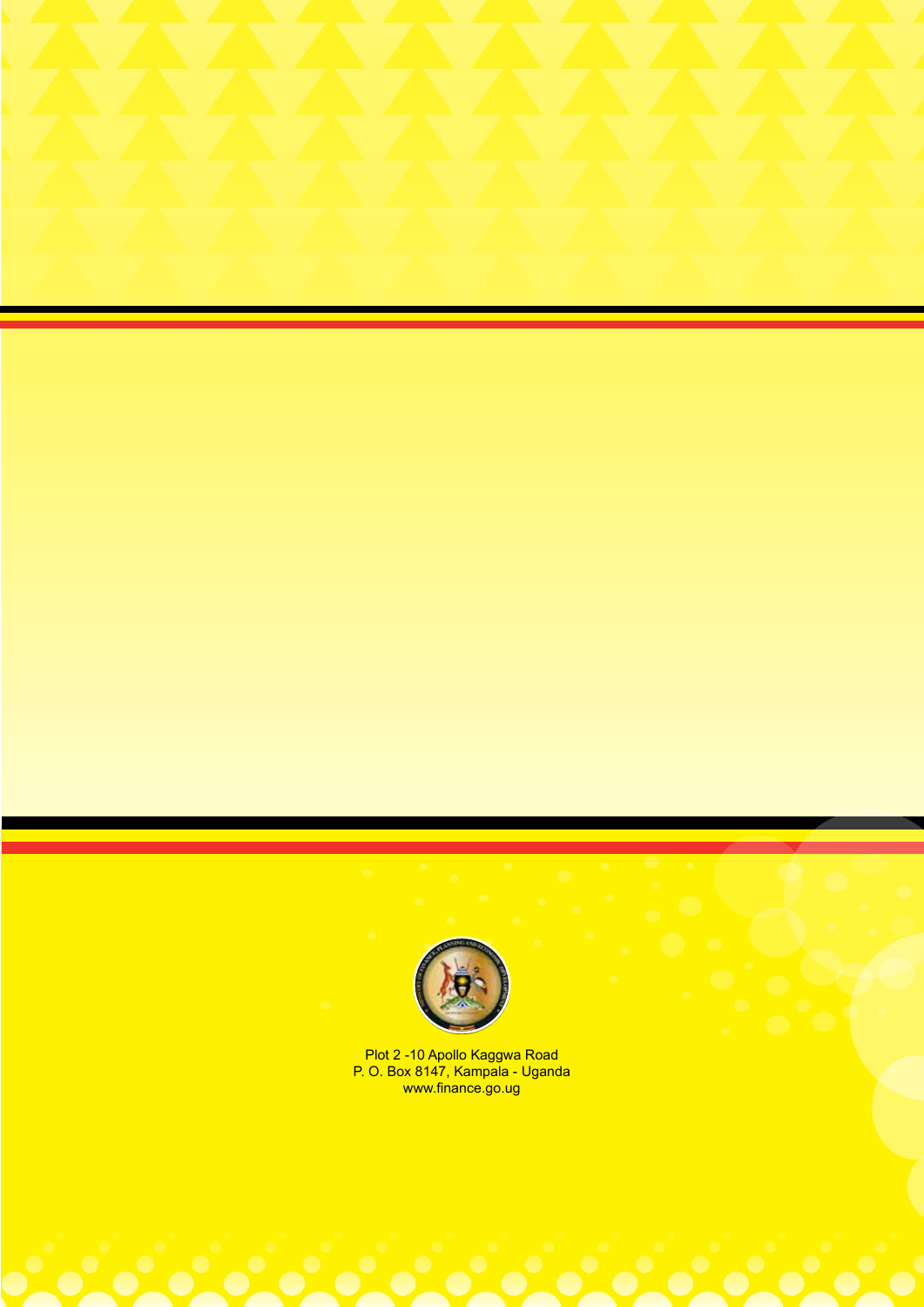Plot 2 -10 Apollo Kaggwa Road
P. O. Box 8147, Kampala - Uganda
www.finance.go.ug